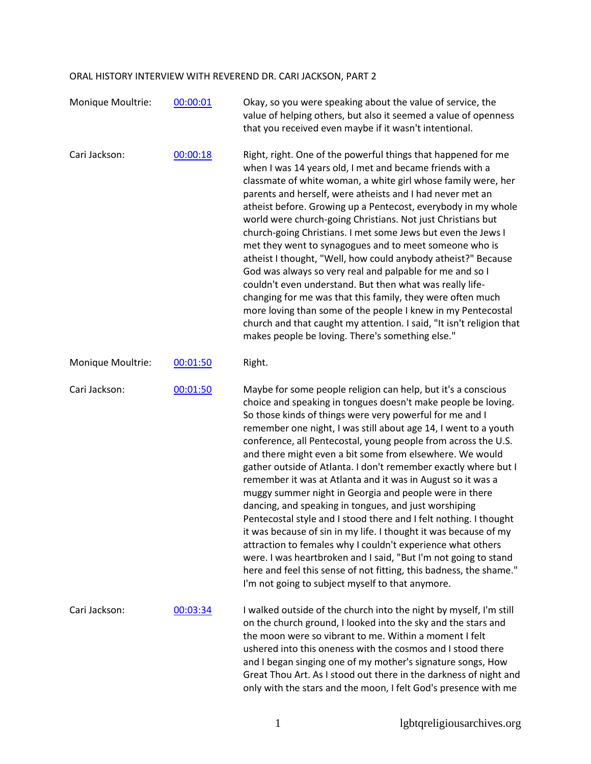ORAL HISTORY INTERVIEW WITH REVEREND DR. CARI JACKSON, PART 2

| | | |
|---|---|---|
| Monique Moultrie: | [00:00:01]() | Okay, so you were speaking about the value of service, the value of helping others, but also it seemed a value of openness that you received even maybe if it wasn't intentional. |
| Cari Jackson: | [00:00:18]() | Right, right. One of the powerful things that happened for me when I was 14 years old, I met and became friends with a classmate of white woman, a white girl whose family were, her parents and herself, were atheists and I had never met an atheist before. Growing up a Pentecost, everybody in my whole world were church-going Christians. Not just Christians but church-going Christians. I met some Jews but even the Jews I met they went to synagogues and to meet someone who is atheist I thought, "Well, how could anybody atheist?" Because God was always so very real and palpable for me and so I couldn't even understand. But then what was really life-changing for me was that this family, they were often much more loving than some of the people I knew in my Pentecostal church and that caught my attention. I said, "It isn't religion that makes people be loving. There's something else." |
| Monique Moultrie: | [00:01:50]() | Right. |
| Cari Jackson: | [00:01:50]() | Maybe for some people religion can help, but it's a conscious choice and speaking in tongues doesn't make people be loving. So those kinds of things were very powerful for me and I remember one night, I was still about age 14, I went to a youth conference, all Pentecostal, young people from across the U.S. and there might even a bit some from elsewhere. We would gather outside of Atlanta. I don't remember exactly where but I remember it was at Atlanta and it was in August so it was a muggy summer night in Georgia and people were in there dancing, and speaking in tongues, and just worshiping Pentecostal style and I stood there and I felt nothing. I thought it was because of sin in my life. I thought it was because of my attraction to females why I couldn't experience what others were. I was heartbroken and I said, "But I'm not going to stand here and feel this sense of not fitting, this badness, the shame." I'm not going to subject myself to that anymore. |
| Cari Jackson: | [00:03:34]() | I walked outside of the church into the night by myself, I'm still on the church ground, I looked into the sky and the stars and the moon were so vibrant to me. Within a moment I felt ushered into this oneness with the cosmos and I stood there and I began singing one of my mother's signature songs, How Great Thou Art. As I stood out there in the darkness of night and only with the stars and the moon, I felt God's presence with me |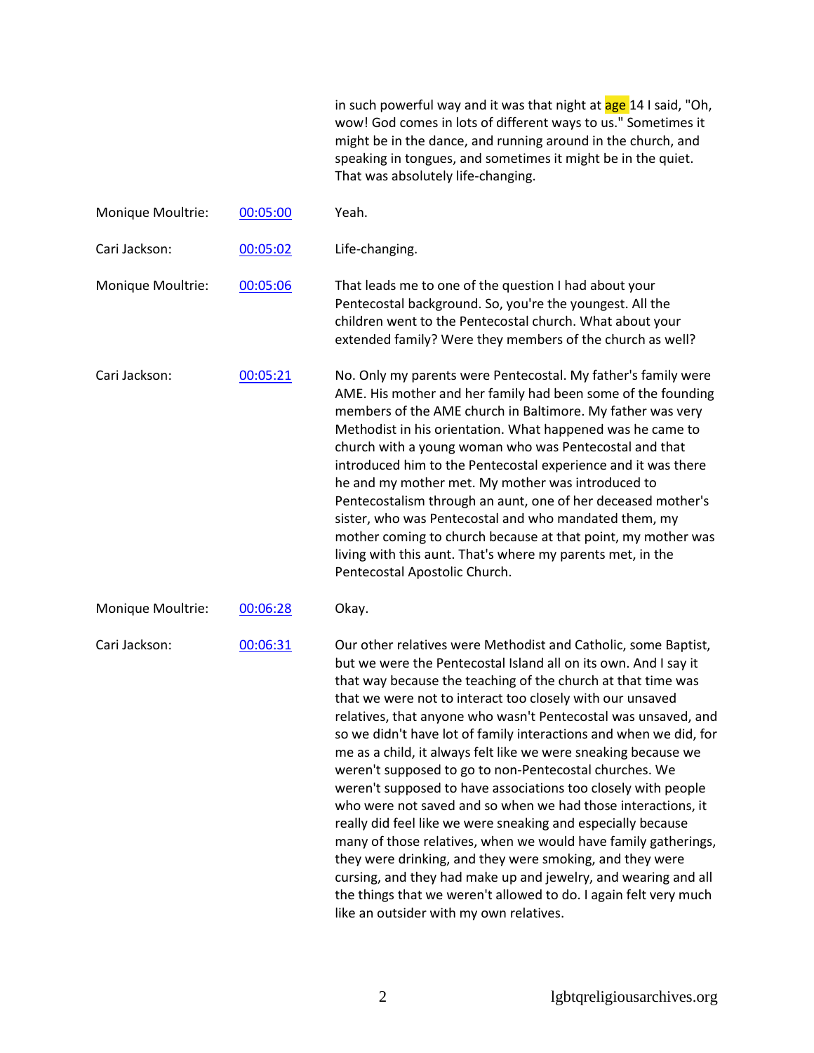in such powerful way and it was that night at age 14 I said, "Oh, wow! God comes in lots of different ways to us." Sometimes it might be in the dance, and running around in the church, and speaking in tongues, and sometimes it might be in the quiet. That was absolutely life-changing.

| | | |
|---|---|---|
| Monique Moultrie: | 00:05:00 | Yeah. |
| Cari Jackson: | 00:05:02 | Life-changing. |
| Monique Moultrie: | 00:05:06 | That leads me to one of the question I had about your Pentecostal background. So, you're the youngest. All the children went to the Pentecostal church. What about your extended family? Were they members of the church as well? |
| Cari Jackson: | 00:05:21 | No. Only my parents were Pentecostal. My father's family were AME. His mother and her family had been some of the founding members of the AME church in Baltimore. My father was very Methodist in his orientation. What happened was he came to church with a young woman who was Pentecostal and that introduced him to the Pentecostal experience and it was there he and my mother met. My mother was introduced to Pentecostalism through an aunt, one of her deceased mother's sister, who was Pentecostal and who mandated them, my mother coming to church because at that point, my mother was living with this aunt. That's where my parents met, in the Pentecostal Apostolic Church. |
| Monique Moultrie: | 00:06:28 | Okay. |
| Cari Jackson: | 00:06:31 | Our other relatives were Methodist and Catholic, some Baptist, but we were the Pentecostal Island all on its own. And I say it that way because the teaching of the church at that time was that we were not to interact too closely with our unsaved relatives, that anyone who wasn't Pentecostal was unsaved, and so we didn't have lot of family interactions and when we did, for me as a child, it always felt like we were sneaking because we weren't supposed to go to non-Pentecostal churches. We weren't supposed to have associations too closely with people who were not saved and so when we had those interactions, it really did feel like we were sneaking and especially because many of those relatives, when we would have family gatherings, they were drinking, and they were smoking, and they were cursing, and they had make up and jewelry, and wearing and all the things that we weren't allowed to do. I again felt very much like an outsider with my own relatives. |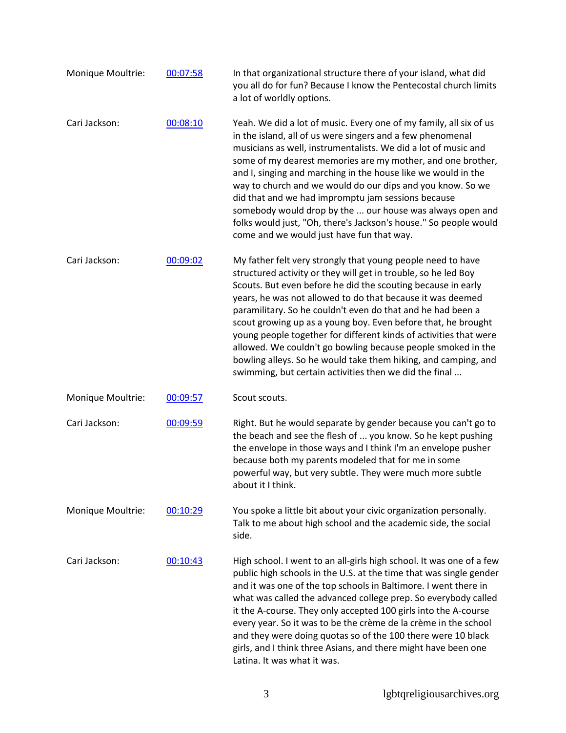Monique Moultrie: [00:07:58] In that organizational structure there of your island, what did you all do for fun? Because I know the Pentecostal church limits a lot of worldly options.

Cari Jackson: [00:08:10] Yeah. We did a lot of music. Every one of my family, all six of us in the island, all of us were singers and a few phenomenal musicians as well, instrumentalists. We did a lot of music and some of my dearest memories are my mother, and one brother, and I, singing and marching in the house like we would in the way to church and we would do our dips and you know. So we did that and we had impromptu jam sessions because somebody would drop by the ... our house was always open and folks would just, "Oh, there's Jackson's house." So people would come and we would just have fun that way.

Cari Jackson: [00:09:02] My father felt very strongly that young people need to have structured activity or they will get in trouble, so he led Boy Scouts. But even before he did the scouting because in early years, he was not allowed to do that because it was deemed paramilitary. So he couldn't even do that and he had been a scout growing up as a young boy. Even before that, he brought young people together for different kinds of activities that were allowed. We couldn't go bowling because people smoked in the bowling alleys. So he would take them hiking, and camping, and swimming, but certain activities then we did the final ...

Monique Moultrie: [00:09:57] Scout scouts.

Cari Jackson: [00:09:59] Right. But he would separate by gender because you can't go to the beach and see the flesh of ... you know. So he kept pushing the envelope in those ways and I think I'm an envelope pusher because both my parents modeled that for me in some powerful way, but very subtle. They were much more subtle about it I think.

Monique Moultrie: [00:10:29] You spoke a little bit about your civic organization personally. Talk to me about high school and the academic side, the social side.

Cari Jackson: [00:10:43] High school. I went to an all-girls high school. It was one of a few public high schools in the U.S. at the time that was single gender and it was one of the top schools in Baltimore. I went there in what was called the advanced college prep. So everybody called it the A-course. They only accepted 100 girls into the A-course every year. So it was to be the crème de la crème in the school and they were doing quotas so of the 100 there were 10 black girls, and I think three Asians, and there might have been one Latina. It was what it was.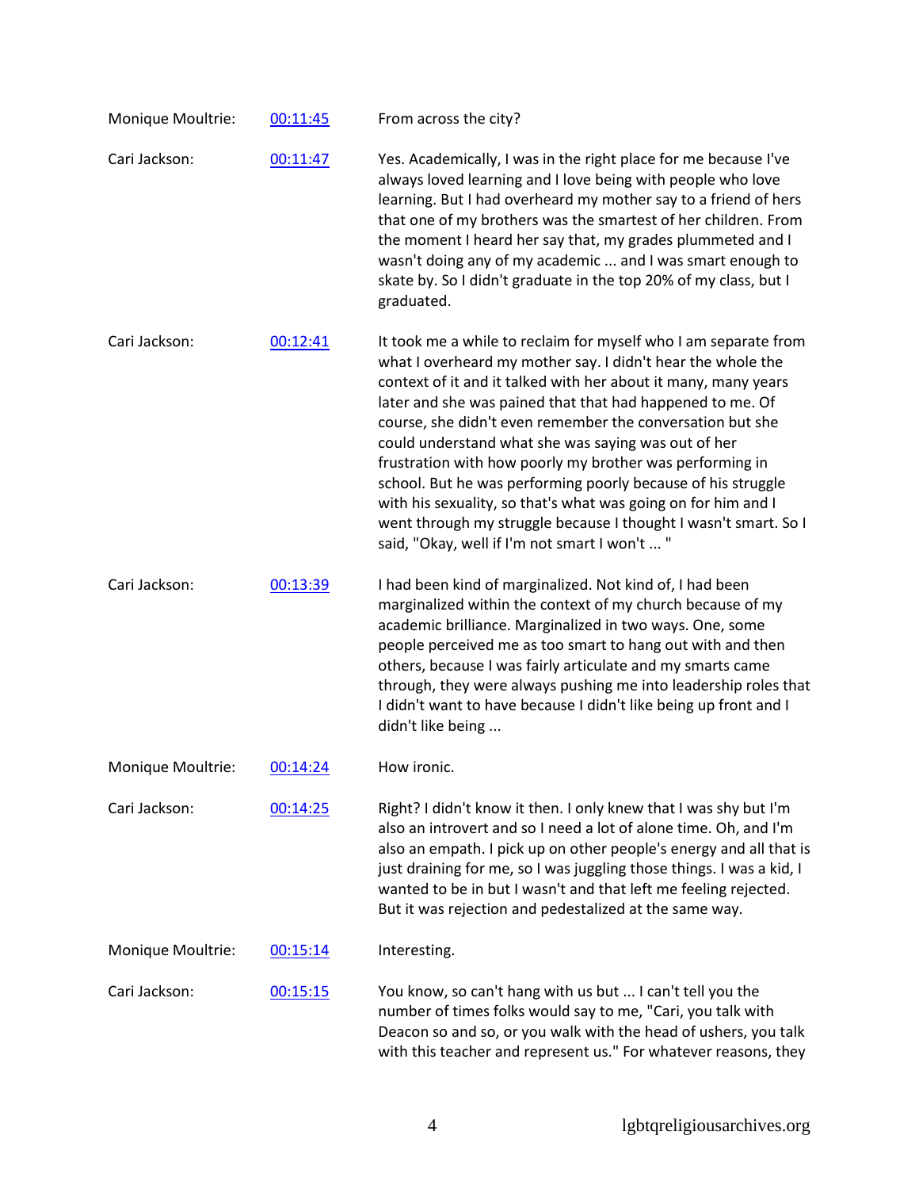| | | |
|---|---|---|
| Monique Moultrie: | [00:11:45]() | From across the city? |
| Cari Jackson: | [00:11:47]() | Yes. Academically, I was in the right place for me because I've always loved learning and I love being with people who love learning. But I had overheard my mother say to a friend of hers that one of my brothers was the smartest of her children. From the moment I heard her say that, my grades plummeted and I wasn't doing any of my academic ... and I was smart enough to skate by. So I didn't graduate in the top 20% of my class, but I graduated. |
| Cari Jackson: | [00:12:41]() | It took me a while to reclaim for myself who I am separate from what I overheard my mother say. I didn't hear the whole the context of it and it talked with her about it many, many years later and she was pained that that had happened to me. Of course, she didn't even remember the conversation but she could understand what she was saying was out of her frustration with how poorly my brother was performing in school. But he was performing poorly because of his struggle with his sexuality, so that's what was going on for him and I went through my struggle because I thought I wasn't smart. So I said, "Okay, well if I'm not smart I won't ... " |
| Cari Jackson: | [00:13:39]() | I had been kind of marginalized. Not kind of, I had been marginalized within the context of my church because of my academic brilliance. Marginalized in two ways. One, some people perceived me as too smart to hang out with and then others, because I was fairly articulate and my smarts came through, they were always pushing me into leadership roles that I didn't want to have because I didn't like being up front and I didn't like being ... |
| Monique Moultrie: | [00:14:24]() | How ironic. |
| Cari Jackson: | [00:14:25]() | Right? I didn't know it then. I only knew that I was shy but I'm also an introvert and so I need a lot of alone time. Oh, and I'm also an empath. I pick up on other people's energy and all that is just draining for me, so I was juggling those things. I was a kid, I wanted to be in but I wasn't and that left me feeling rejected. But it was rejection and pedestalized at the same way. |
| Monique Moultrie: | [00:15:14]() | Interesting. |
| Cari Jackson: | [00:15:15]() | You know, so can't hang with us but ... I can't tell you the number of times folks would say to me, "Cari, you talk with Deacon so and so, or you walk with the head of ushers, you talk with this teacher and represent us." For whatever reasons, they |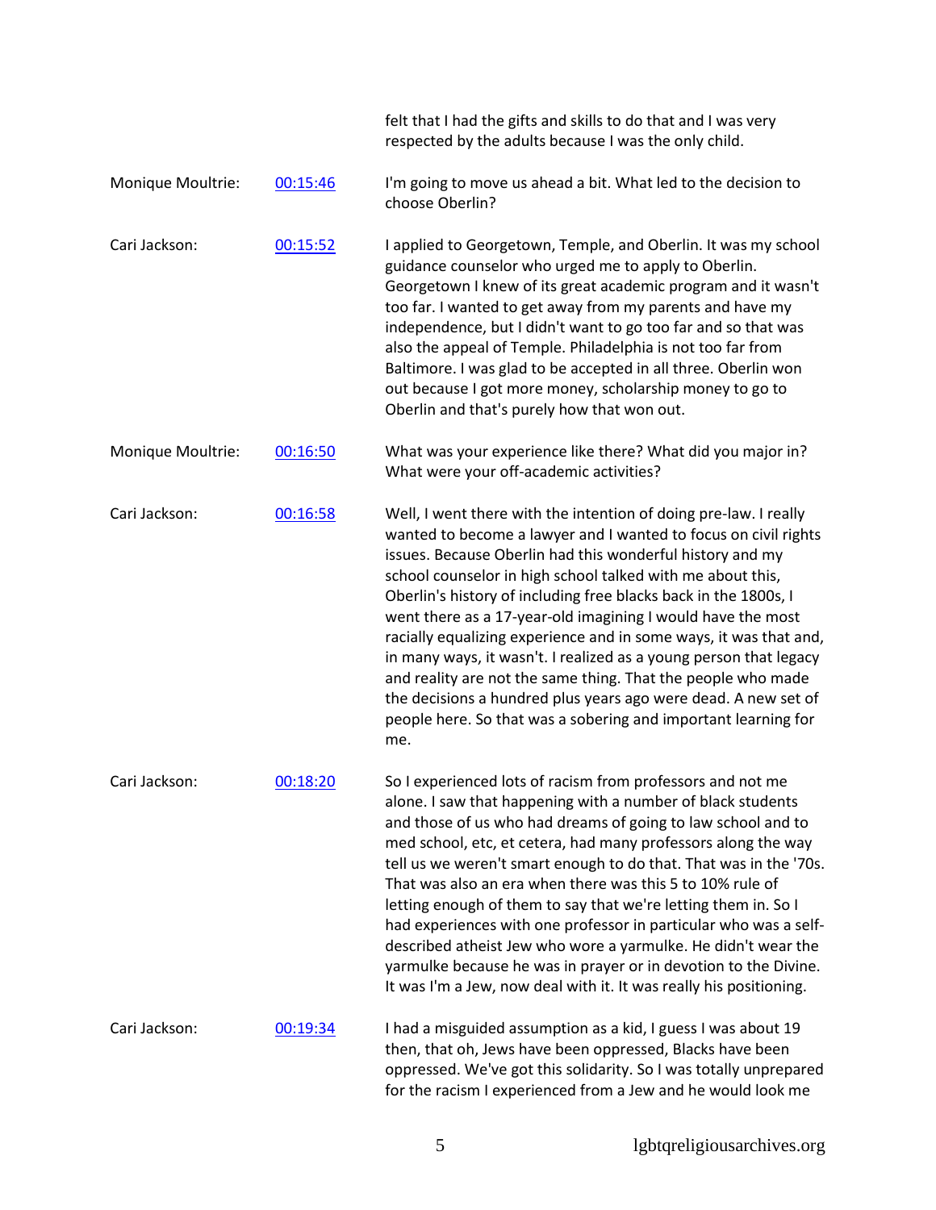felt that I had the gifts and skills to do that and I was very respected by the adults because I was the only child.

Monique Moultrie: [00:15:46] I'm going to move us ahead a bit. What led to the decision to choose Oberlin?

Cari Jackson: [00:15:52] I applied to Georgetown, Temple, and Oberlin. It was my school guidance counselor who urged me to apply to Oberlin. Georgetown I knew of its great academic program and it wasn't too far. I wanted to get away from my parents and have my independence, but I didn't want to go too far and so that was also the appeal of Temple. Philadelphia is not too far from Baltimore. I was glad to be accepted in all three. Oberlin won out because I got more money, scholarship money to go to Oberlin and that's purely how that won out.

Monique Moultrie: [00:16:50] What was your experience like there? What did you major in? What were your off-academic activities?

Cari Jackson: [00:16:58] Well, I went there with the intention of doing pre-law. I really wanted to become a lawyer and I wanted to focus on civil rights issues. Because Oberlin had this wonderful history and my school counselor in high school talked with me about this, Oberlin's history of including free blacks back in the 1800s, I went there as a 17-year-old imagining I would have the most racially equalizing experience and in some ways, it was that and, in many ways, it wasn't. I realized as a young person that legacy and reality are not the same thing. That the people who made the decisions a hundred plus years ago were dead. A new set of people here. So that was a sobering and important learning for me.

Cari Jackson: [00:18:20] So I experienced lots of racism from professors and not me alone. I saw that happening with a number of black students and those of us who had dreams of going to law school and to med school, etc, et cetera, had many professors along the way tell us we weren't smart enough to do that. That was in the '70s. That was also an era when there was this 5 to 10% rule of letting enough of them to say that we're letting them in. So I had experiences with one professor in particular who was a self-described atheist Jew who wore a yarmulke. He didn't wear the yarmulke because he was in prayer or in devotion to the Divine. It was I'm a Jew, now deal with it. It was really his positioning.

Cari Jackson: [00:19:34] I had a misguided assumption as a kid, I guess I was about 19 then, that oh, Jews have been oppressed, Blacks have been oppressed. We've got this solidarity. So I was totally unprepared for the racism I experienced from a Jew and he would look me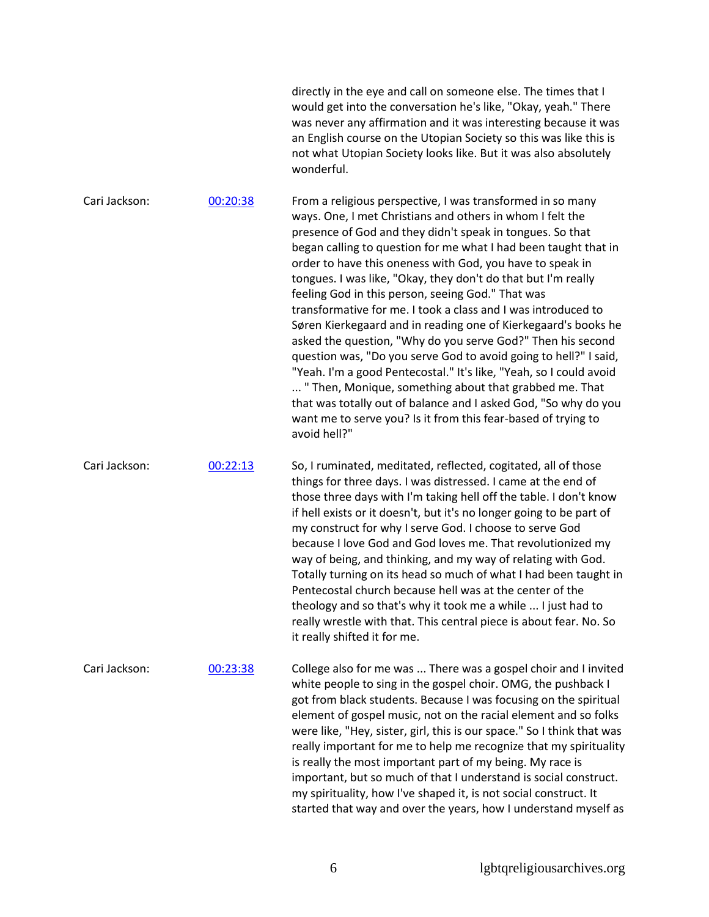directly in the eye and call on someone else. The times that I would get into the conversation he's like, "Okay, yeah." There was never any affirmation and it was interesting because it was an English course on the Utopian Society so this was like this is not what Utopian Society looks like. But it was also absolutely wonderful.

Cari Jackson: [00:20:38]

From a religious perspective, I was transformed in so many ways. One, I met Christians and others in whom I felt the presence of God and they didn't speak in tongues. So that began calling to question for me what I had been taught that in order to have this oneness with God, you have to speak in tongues. I was like, "Okay, they don't do that but I'm really feeling God in this person, seeing God." That was transformative for me. I took a class and I was introduced to Søren Kierkegaard and in reading one of Kierkegaard's books he asked the question, "Why do you serve God?" Then his second question was, "Do you serve God to avoid going to hell?" I said, "Yeah. I'm a good Pentecostal." It's like, "Yeah, so I could avoid ... " Then, Monique, something about that grabbed me. That that was totally out of balance and I asked God, "So why do you want me to serve you? Is it from this fear-based of trying to avoid hell?"

Cari Jackson: [00:22:13]

So, I ruminated, meditated, reflected, cogitated, all of those things for three days. I was distressed. I came at the end of those three days with I'm taking hell off the table. I don't know if hell exists or it doesn't, but it's no longer going to be part of my construct for why I serve God. I choose to serve God because I love God and God loves me. That revolutionized my way of being, and thinking, and my way of relating with God. Totally turning on its head so much of what I had been taught in Pentecostal church because hell was at the center of the theology and so that's why it took me a while ... I just had to really wrestle with that. This central piece is about fear. No. So it really shifted it for me.

Cari Jackson: [00:23:38]

College also for me was ... There was a gospel choir and I invited white people to sing in the gospel choir. OMG, the pushback I got from black students. Because I was focusing on the spiritual element of gospel music, not on the racial element and so folks were like, "Hey, sister, girl, this is our space." So I think that was really important for me to help me recognize that my spirituality is really the most important part of my being. My race is important, but so much of that I understand is social construct. my spirituality, how I've shaped it, is not social construct. It started that way and over the years, how I understand myself as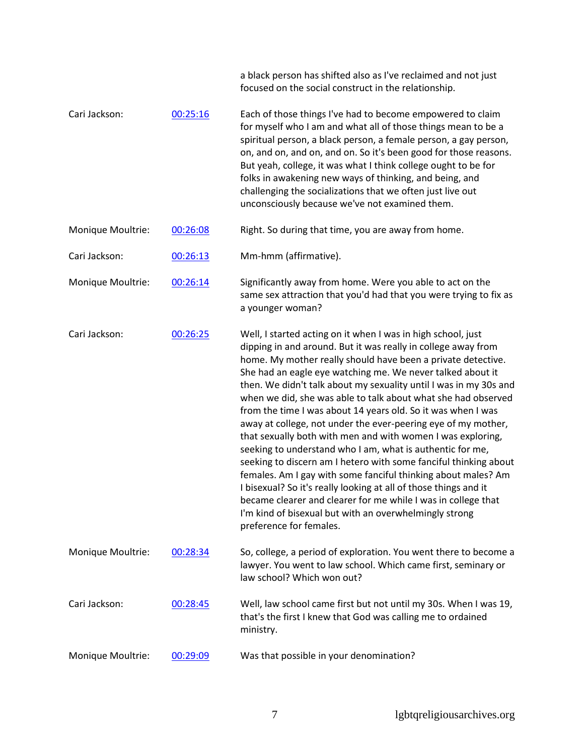a black person has shifted also as I've reclaimed and not just focused on the social construct in the relationship.

Cari Jackson: [00:25:16] Each of those things I've had to become empowered to claim for myself who I am and what all of those things mean to be a spiritual person, a black person, a female person, a gay person, on, and on, and on, and on. So it's been good for those reasons. But yeah, college, it was what I think college ought to be for folks in awakening new ways of thinking, and being, and challenging the socializations that we often just live out unconsciously because we've not examined them.

Monique Moultrie: [00:26:08] Right. So during that time, you are away from home.

Cari Jackson: [00:26:13] Mm-hmm (affirmative).

Monique Moultrie: [00:26:14] Significantly away from home. Were you able to act on the same sex attraction that you'd had that you were trying to fix as a younger woman?

Cari Jackson: [00:26:25] Well, I started acting on it when I was in high school, just dipping in and around. But it was really in college away from home. My mother really should have been a private detective. She had an eagle eye watching me. We never talked about it then. We didn't talk about my sexuality until I was in my 30s and when we did, she was able to talk about what she had observed from the time I was about 14 years old. So it was when I was away at college, not under the ever-peering eye of my mother, that sexually both with men and with women I was exploring, seeking to understand who I am, what is authentic for me, seeking to discern am I hetero with some fanciful thinking about females. Am I gay with some fanciful thinking about males? Am I bisexual? So it's really looking at all of those things and it became clearer and clearer for me while I was in college that I'm kind of bisexual but with an overwhelmingly strong preference for females.

Monique Moultrie: [00:28:34] So, college, a period of exploration. You went there to become a lawyer. You went to law school. Which came first, seminary or law school? Which won out?

Cari Jackson: [00:28:45] Well, law school came first but not until my 30s. When I was 19, that's the first I knew that God was calling me to ordained ministry.

Monique Moultrie: [00:29:09] Was that possible in your denomination?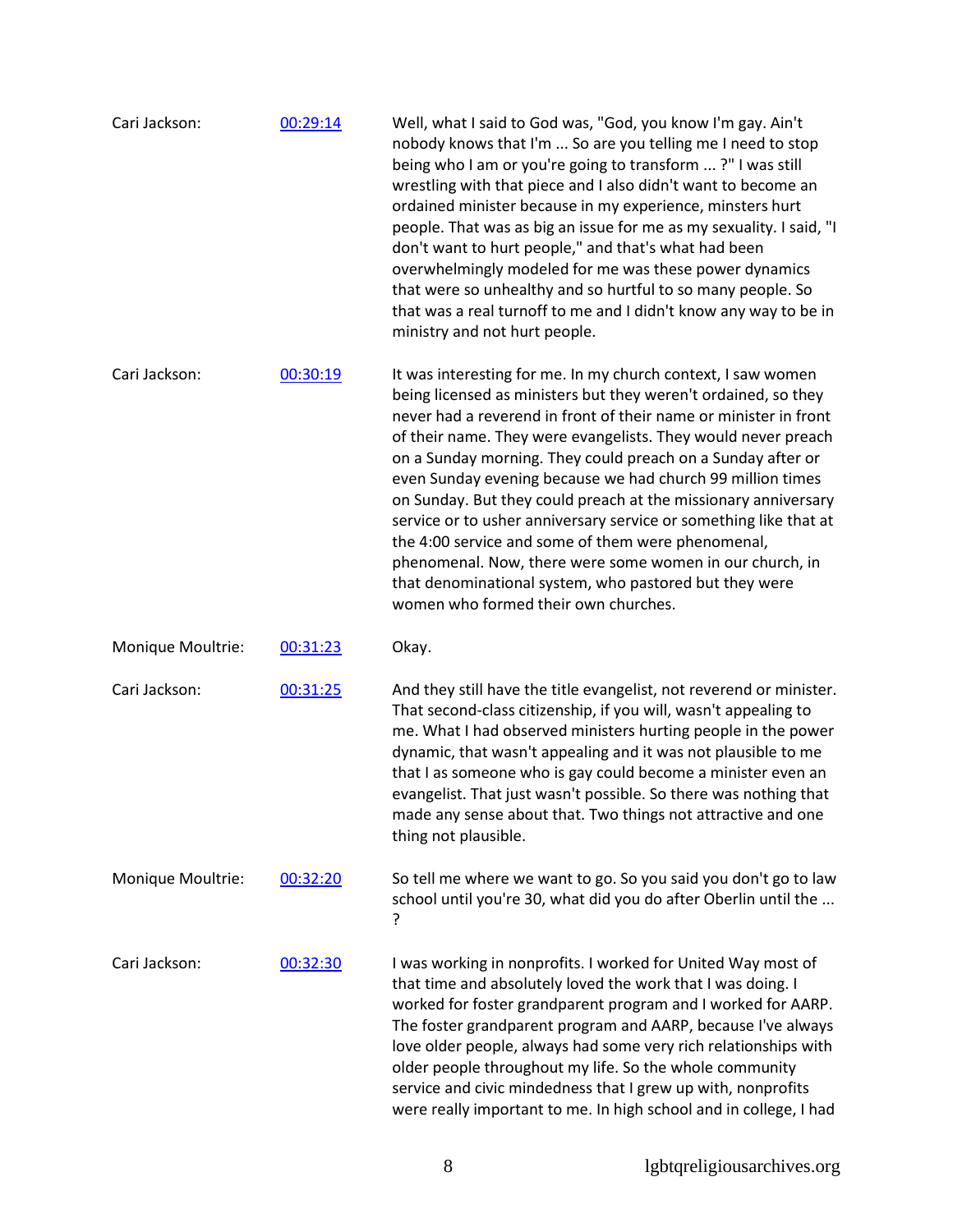Cari Jackson: [00:29:14]

Well, what I said to God was, "God, you know I'm gay. Ain't nobody knows that I'm ... So are you telling me I need to stop being who I am or you're going to transform ... ?" I was still wrestling with that piece and I also didn't want to become an ordained minister because in my experience, minsters hurt people. That was as big an issue for me as my sexuality. I said, "I don't want to hurt people," and that's what had been overwhelmingly modeled for me was these power dynamics that were so unhealthy and so hurtful to so many people. So that was a real turnoff to me and I didn't know any way to be in ministry and not hurt people.

Cari Jackson: [00:30:19]

It was interesting for me. In my church context, I saw women being licensed as ministers but they weren't ordained, so they never had a reverend in front of their name or minister in front of their name. They were evangelists. They would never preach on a Sunday morning. They could preach on a Sunday after or even Sunday evening because we had church 99 million times on Sunday. But they could preach at the missionary anniversary service or to usher anniversary service or something like that at the 4:00 service and some of them were phenomenal, phenomenal. Now, there were some women in our church, in that denominational system, who pastored but they were women who formed their own churches.

Monique Moultrie: [00:31:23]

Okay.

Cari Jackson: [00:31:25]

And they still have the title evangelist, not reverend or minister. That second-class citizenship, if you will, wasn't appealing to me. What I had observed ministers hurting people in the power dynamic, that wasn't appealing and it was not plausible to me that I as someone who is gay could become a minister even an evangelist. That just wasn't possible. So there was nothing that made any sense about that. Two things not attractive and one thing not plausible.

Monique Moultrie: [00:32:20]

So tell me where we want to go. So you said you don't go to law school until you're 30, what did you do after Oberlin until the ... ?

Cari Jackson: [00:32:30]

I was working in nonprofits. I worked for United Way most of that time and absolutely loved the work that I was doing. I worked for foster grandparent program and I worked for AARP. The foster grandparent program and AARP, because I've always love older people, always had some very rich relationships with older people throughout my life. So the whole community service and civic mindedness that I grew up with, nonprofits were really important to me. In high school and in college, I had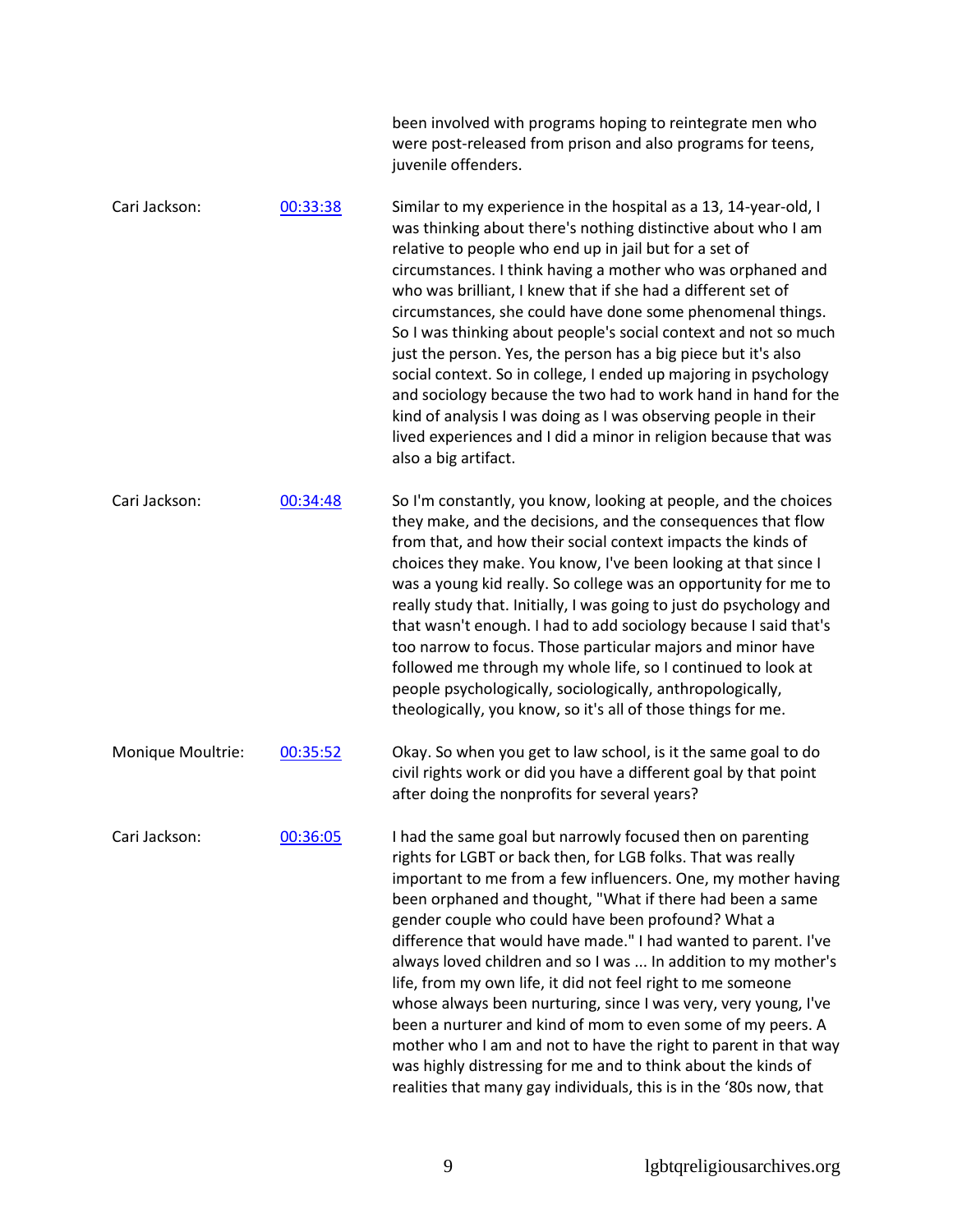been involved with programs hoping to reintegrate men who were post-released from prison and also programs for teens, juvenile offenders.

| | | |
|---|---|---|
| Cari Jackson: | 00:33:38 | Similar to my experience in the hospital as a 13, 14-year-old, I was thinking about there's nothing distinctive about who I am relative to people who end up in jail but for a set of circumstances. I think having a mother who was orphaned and who was brilliant, I knew that if she had a different set of circumstances, she could have done some phenomenal things. So I was thinking about people's social context and not so much just the person. Yes, the person has a big piece but it's also social context. So in college, I ended up majoring in psychology and sociology because the two had to work hand in hand for the kind of analysis I was doing as I was observing people in their lived experiences and I did a minor in religion because that was also a big artifact. |
| Cari Jackson: | 00:34:48 | So I'm constantly, you know, looking at people, and the choices they make, and the decisions, and the consequences that flow from that, and how their social context impacts the kinds of choices they make. You know, I've been looking at that since I was a young kid really. So college was an opportunity for me to really study that. Initially, I was going to just do psychology and that wasn't enough. I had to add sociology because I said that's too narrow to focus. Those particular majors and minor have followed me through my whole life, so I continued to look at people psychologically, sociologically, anthropologically, theologically, you know, so it's all of those things for me. |
| Monique Moultrie: | 00:35:52 | Okay. So when you get to law school, is it the same goal to do civil rights work or did you have a different goal by that point after doing the nonprofits for several years? |
| Cari Jackson: | 00:36:05 | I had the same goal but narrowly focused then on parenting rights for LGBT or back then, for LGB folks. That was really important to me from a few influencers. One, my mother having been orphaned and thought, "What if there had been a same gender couple who could have been profound? What a difference that would have made." I had wanted to parent. I've always loved children and so I was ... In addition to my mother's life, from my own life, it did not feel right to me someone whose always been nurturing, since I was very, very young, I've been a nurturer and kind of mom to even some of my peers. A mother who I am and not to have the right to parent in that way was highly distressing for me and to think about the kinds of realities that many gay individuals, this is in the '80s now, that |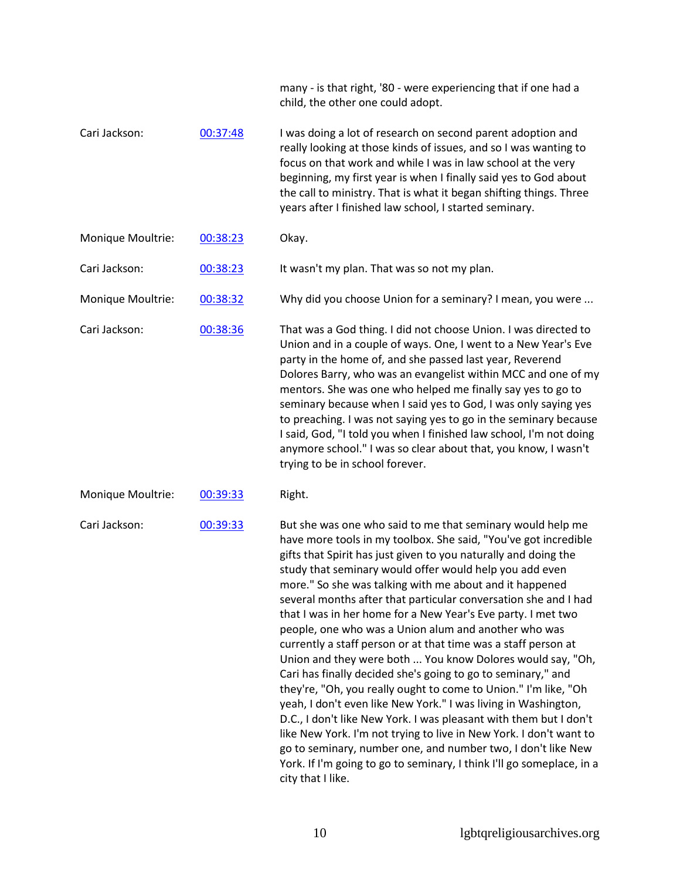many - is that right, '80 - were experiencing that if one had a child, the other one could adopt.

Cari Jackson: [00:37:48] I was doing a lot of research on second parent adoption and really looking at those kinds of issues, and so I was wanting to focus on that work and while I was in law school at the very beginning, my first year is when I finally said yes to God about the call to ministry. That is what it began shifting things. Three years after I finished law school, I started seminary.

Monique Moultrie: [00:38:23] Okay.

Cari Jackson: [00:38:23] It wasn't my plan. That was so not my plan.

Monique Moultrie: [00:38:32] Why did you choose Union for a seminary? I mean, you were ...

Cari Jackson: [00:38:36] That was a God thing. I did not choose Union. I was directed to Union and in a couple of ways. One, I went to a New Year's Eve party in the home of, and she passed last year, Reverend Dolores Barry, who was an evangelist within MCC and one of my mentors. She was one who helped me finally say yes to go to seminary because when I said yes to God, I was only saying yes to preaching. I was not saying yes to go in the seminary because I said, God, "I told you when I finished law school, I'm not doing anymore school." I was so clear about that, you know, I wasn't trying to be in school forever.

Monique Moultrie: [00:39:33] Right.

Cari Jackson: [00:39:33] But she was one who said to me that seminary would help me have more tools in my toolbox. She said, "You've got incredible gifts that Spirit has just given to you naturally and doing the study that seminary would offer would help you add even more." So she was talking with me about and it happened several months after that particular conversation she and I had that I was in her home for a New Year's Eve party. I met two people, one who was a Union alum and another who was currently a staff person or at that time was a staff person at Union and they were both ... You know Dolores would say, "Oh, Cari has finally decided she's going to go to seminary," and they're, "Oh, you really ought to come to Union." I'm like, "Oh yeah, I don't even like New York." I was living in Washington, D.C., I don't like New York. I was pleasant with them but I don't like New York. I'm not trying to live in New York. I don't want to go to seminary, number one, and number two, I don't like New York. If I'm going to go to seminary, I think I'll go someplace, in a city that I like.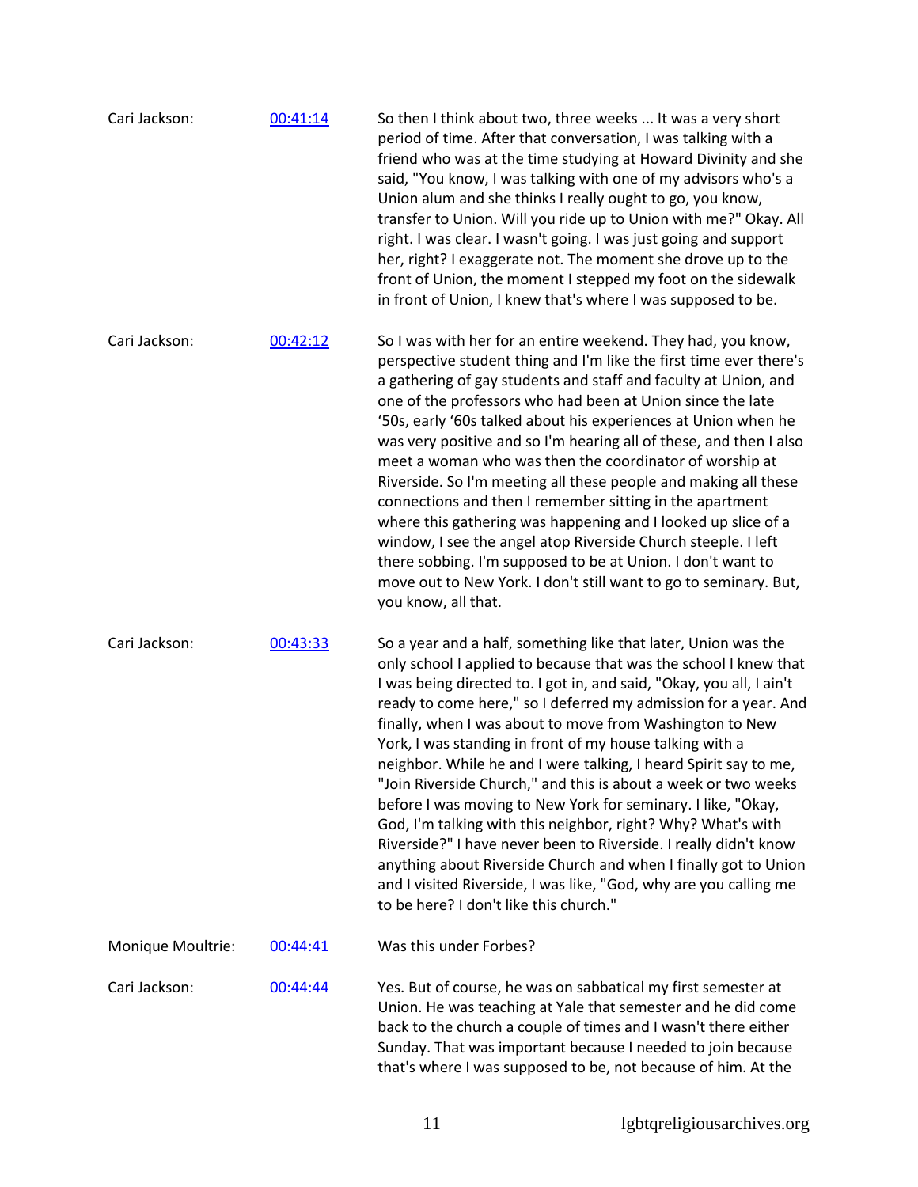Cari Jackson: [00:41:14](#)

So then I think about two, three weeks ... It was a very short period of time. After that conversation, I was talking with a friend who was at the time studying at Howard Divinity and she said, "You know, I was talking with one of my advisors who's a Union alum and she thinks I really ought to go, you know, transfer to Union. Will you ride up to Union with me?" Okay. All right. I was clear. I wasn't going. I was just going and support her, right? I exaggerate not. The moment she drove up to the front of Union, the moment I stepped my foot on the sidewalk in front of Union, I knew that's where I was supposed to be.

Cari Jackson: [00:42:12](#)

So I was with her for an entire weekend. They had, you know, perspective student thing and I'm like the first time ever there's a gathering of gay students and staff and faculty at Union, and one of the professors who had been at Union since the late '50s, early '60s talked about his experiences at Union when he was very positive and so I'm hearing all of these, and then I also meet a woman who was then the coordinator of worship at Riverside. So I'm meeting all these people and making all these connections and then I remember sitting in the apartment where this gathering was happening and I looked up slice of a window, I see the angel atop Riverside Church steeple. I left there sobbing. I'm supposed to be at Union. I don't want to move out to New York. I don't still want to go to seminary. But, you know, all that.

Cari Jackson: [00:43:33](#)

So a year and a half, something like that later, Union was the only school I applied to because that was the school I knew that I was being directed to. I got in, and said, "Okay, you all, I ain't ready to come here," so I deferred my admission for a year. And finally, when I was about to move from Washington to New York, I was standing in front of my house talking with a neighbor. While he and I were talking, I heard Spirit say to me, "Join Riverside Church," and this is about a week or two weeks before I was moving to New York for seminary. I like, "Okay, God, I'm talking with this neighbor, right? Why? What's with Riverside?" I have never been to Riverside. I really didn't know anything about Riverside Church and when I finally got to Union and I visited Riverside, I was like, "God, why are you calling me to be here? I don't like this church."

Monique Moultrie: [00:44:41](#)

Was this under Forbes?

Cari Jackson: [00:44:44](#)

Yes. But of course, he was on sabbatical my first semester at Union. He was teaching at Yale that semester and he did come back to the church a couple of times and I wasn't there either Sunday. That was important because I needed to join because that's where I was supposed to be, not because of him. At the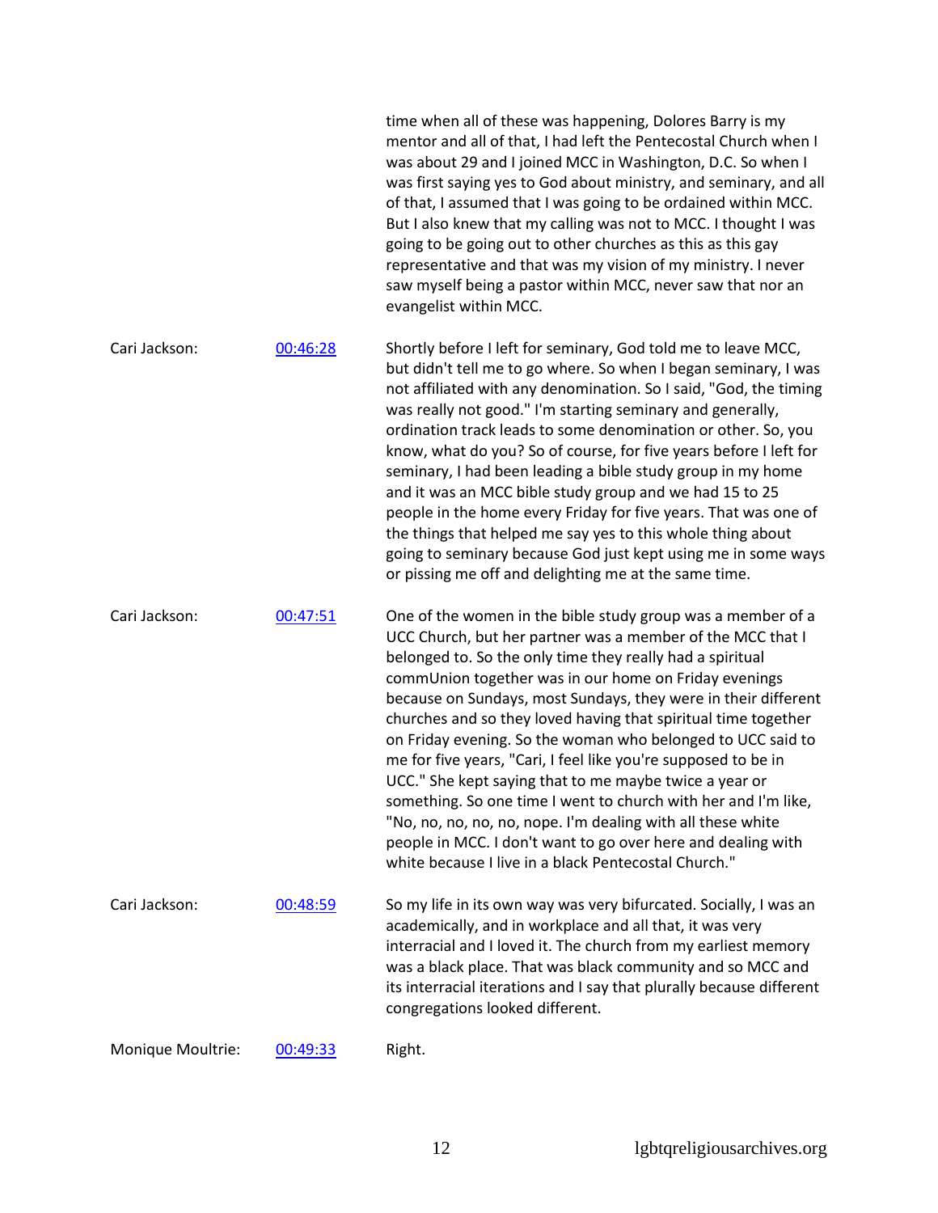| | | |
|---|---|---|
| | | time when all of these was happening, Dolores Barry is my mentor and all of that, I had left the Pentecostal Church when I was about 29 and I joined MCC in Washington, D.C. So when I was first saying yes to God about ministry, and seminary, and all of that, I assumed that I was going to be ordained within MCC. But I also knew that my calling was not to MCC. I thought I was going to be going out to other churches as this as this gay representative and that was my vision of my ministry. I never saw myself being a pastor within MCC, never saw that nor an evangelist within MCC. |
| Cari Jackson: | 00:46:28 | Shortly before I left for seminary, God told me to leave MCC, but didn't tell me to go where. So when I began seminary, I was not affiliated with any denomination. So I said, "God, the timing was really not good." I'm starting seminary and generally, ordination track leads to some denomination or other. So, you know, what do you? So of course, for five years before I left for seminary, I had been leading a bible study group in my home and it was an MCC bible study group and we had 15 to 25 people in the home every Friday for five years. That was one of the things that helped me say yes to this whole thing about going to seminary because God just kept using me in some ways or pissing me off and delighting me at the same time. |
| Cari Jackson: | 00:47:51 | One of the women in the bible study group was a member of a UCC Church, but her partner was a member of the MCC that I belonged to. So the only time they really had a spiritual commUnion together was in our home on Friday evenings because on Sundays, most Sundays, they were in their different churches and so they loved having that spiritual time together on Friday evening. So the woman who belonged to UCC said to me for five years, "Cari, I feel like you're supposed to be in UCC." She kept saying that to me maybe twice a year or something. So one time I went to church with her and I'm like, "No, no, no, no, no, nope. I'm dealing with all these people in MCC. I don't want to go over here and dealing with white because I live in a black Pentecostal Church." |
| Cari Jackson: | 00:48:59 | So my life in its own way was very bifurcated. Socially, I was an academically, and in workplace and all that, it was very interracial and I loved it. The church from my earliest memory was a black place. That was black community and so MCC and its interracial iterations and I say that plurally because different congregations looked different. |
| Monique Moultrie: | 00:49:33 | Right. |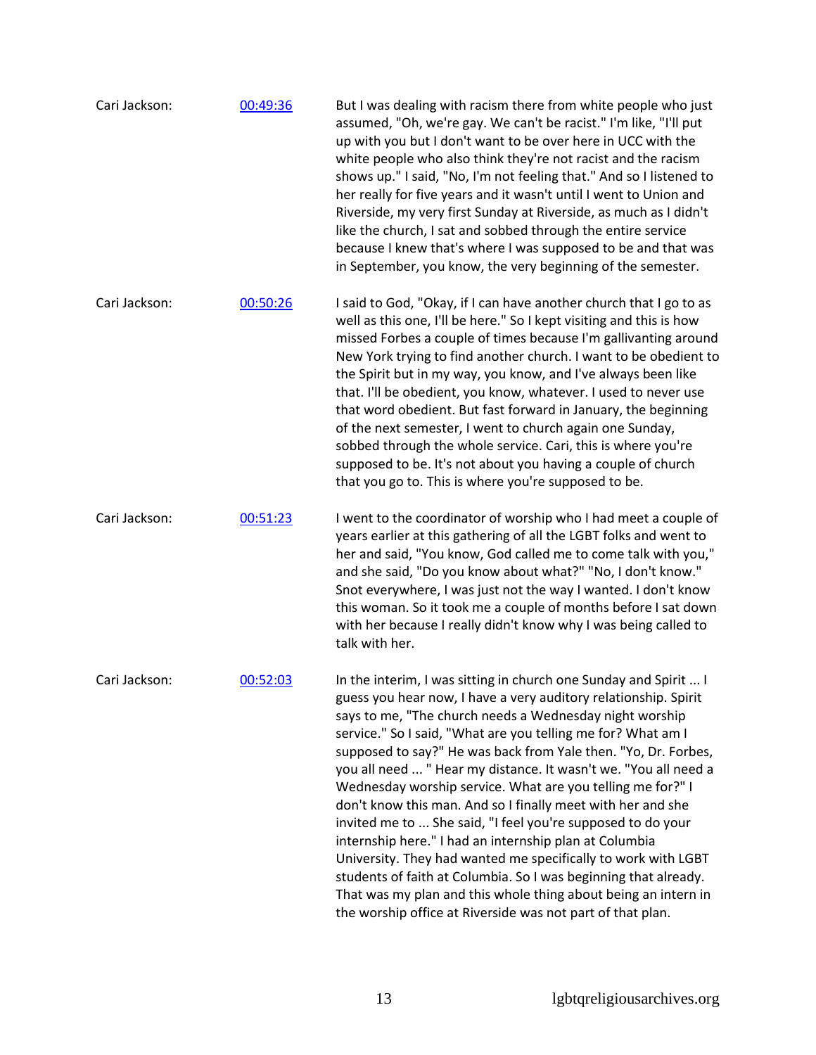Cari Jackson: [00:49:36](#) But I was dealing with racism there from white people who just assumed, "Oh, we're gay. We can't be racist." I'm like, "I'll put up with you but I don't want to be over here in UCC with the white people who also think they're not racist and the racism shows up." I said, "No, I'm not feeling that." And so I listened to her really for five years and it wasn't until I went to Union and Riverside, my very first Sunday at Riverside, as much as I didn't like the church, I sat and sobbed through the entire service because I knew that's where I was supposed to be and that was in September, you know, the very beginning of the semester.

Cari Jackson: [00:50:26](#) I said to God, "Okay, if I can have another church that I go to as well as this one, I'll be here." So I kept visiting and this is how missed Forbes a couple of times because I'm gallivanting around New York trying to find another church. I want to be obedient to the Spirit but in my way, you know, and I've always been like that. I'll be obedient, you know, whatever. I used to never use that word obedient. But fast forward in January, the beginning of the next semester, I went to church again one Sunday, sobbed through the whole service. Cari, this is where you're supposed to be. It's not about you having a couple of church that you go to. This is where you're supposed to be.

Cari Jackson: [00:51:23](#) I went to the coordinator of worship who I had meet a couple of years earlier at this gathering of all the LGBT folks and went to her and said, "You know, God called me to come talk with you," and she said, "Do you know about what?" "No, I don't know." Snot everywhere, I was just not the way I wanted. I don't know this woman. So it took me a couple of months before I sat down with her because I really didn't know why I was being called to talk with her.

Cari Jackson: [00:52:03](#) In the interim, I was sitting in church one Sunday and Spirit ... I guess you hear now, I have a very auditory relationship. Spirit says to me, "The church needs a Wednesday night worship service." So I said, "What are you telling me for? What am I supposed to say?" He was back from Yale then. "Yo, Dr. Forbes, you all need ... " Hear my distance. It wasn't we. "You all need a Wednesday worship service. What are you telling me for?" I don't know this man. And so I finally meet with her and she invited me to ... She said, "I feel you're supposed to do your internship here." I had an internship plan at Columbia University. They had wanted me specifically to work with LGBT students of faith at Columbia. So I was beginning that already. That was my plan and this whole thing about being an intern in the worship office at Riverside was not part of that plan.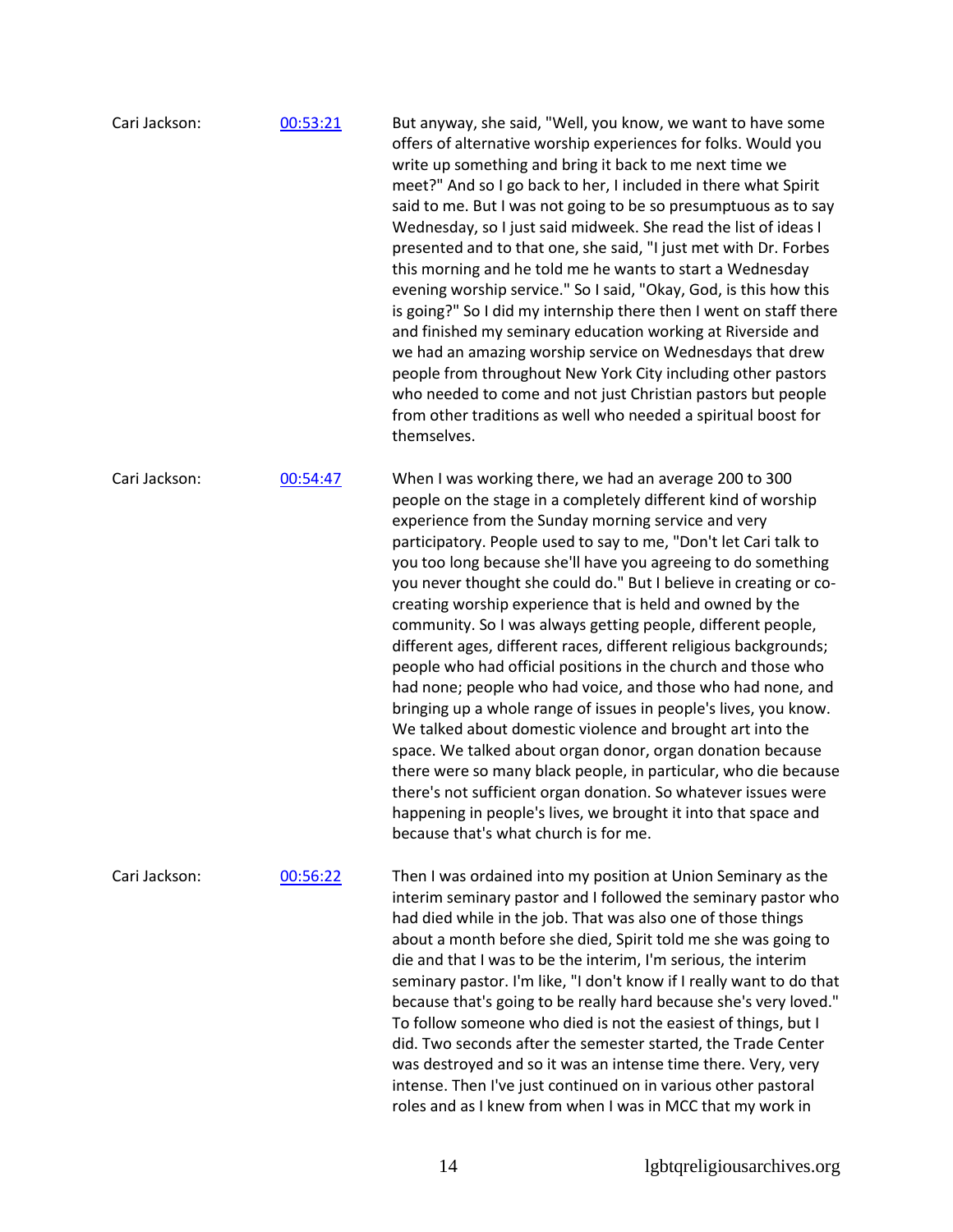Cari Jackson: [00:53:21]

But anyway, she said, "Well, you know, we want to have some offers of alternative worship experiences for folks. Would you write up something and bring it back to me next time we meet?" And so I go back to her, I included in there what Spirit said to me. But I was not going to be so presumptuous as to say Wednesday, so I just said midweek. She read the list of ideas I presented and to that one, she said, "I just met with Dr. Forbes this morning and he told me he wants to start a Wednesday evening worship service." So I said, "Okay, God, is this how this is going?" So I did my internship there then I went on staff there and finished my seminary education working at Riverside and we had an amazing worship service on Wednesdays that drew people from throughout New York City including other pastors who needed to come and not just Christian pastors but people from other traditions as well who needed a spiritual boost for themselves.

Cari Jackson: [00:54:47]

When I was working there, we had an average 200 to 300 people on the stage in a completely different kind of worship experience from the Sunday morning service and very participatory. People used to say to me, "Don't let Cari talk to you too long because she'll have you agreeing to do something you never thought she could do." But I believe in creating or co-creating worship experience that is held and owned by the community. So I was always getting people, different people, different ages, different races, different religious backgrounds; people who had official positions in the church and those who had none; people who had voice, and those who had none, and bringing up a whole range of issues in people's lives, you know. We talked about domestic violence and brought art into the space. We talked about organ donor, organ donation because there were so many black people, in particular, who die because there's not sufficient organ donation. So whatever issues were happening in people's lives, we brought it into that space and because that's what church is for me.

Cari Jackson: [00:56:22]

Then I was ordained into my position at Union Seminary as the interim seminary pastor and I followed the seminary pastor who had died while in the job. That was also one of those things about a month before she died, Spirit told me she was going to die and that I was to be the interim, I'm serious, the interim seminary pastor. I'm like, "I don't know if I really want to do that because that's going to be really hard because she's very loved." To follow someone who died is not the easiest of things, but I did. Two seconds after the semester started, the Trade Center was destroyed and so it was an intense time there. Very, very intense. Then I've just continued on in various other pastoral roles and as I knew from when I was in MCC that my work in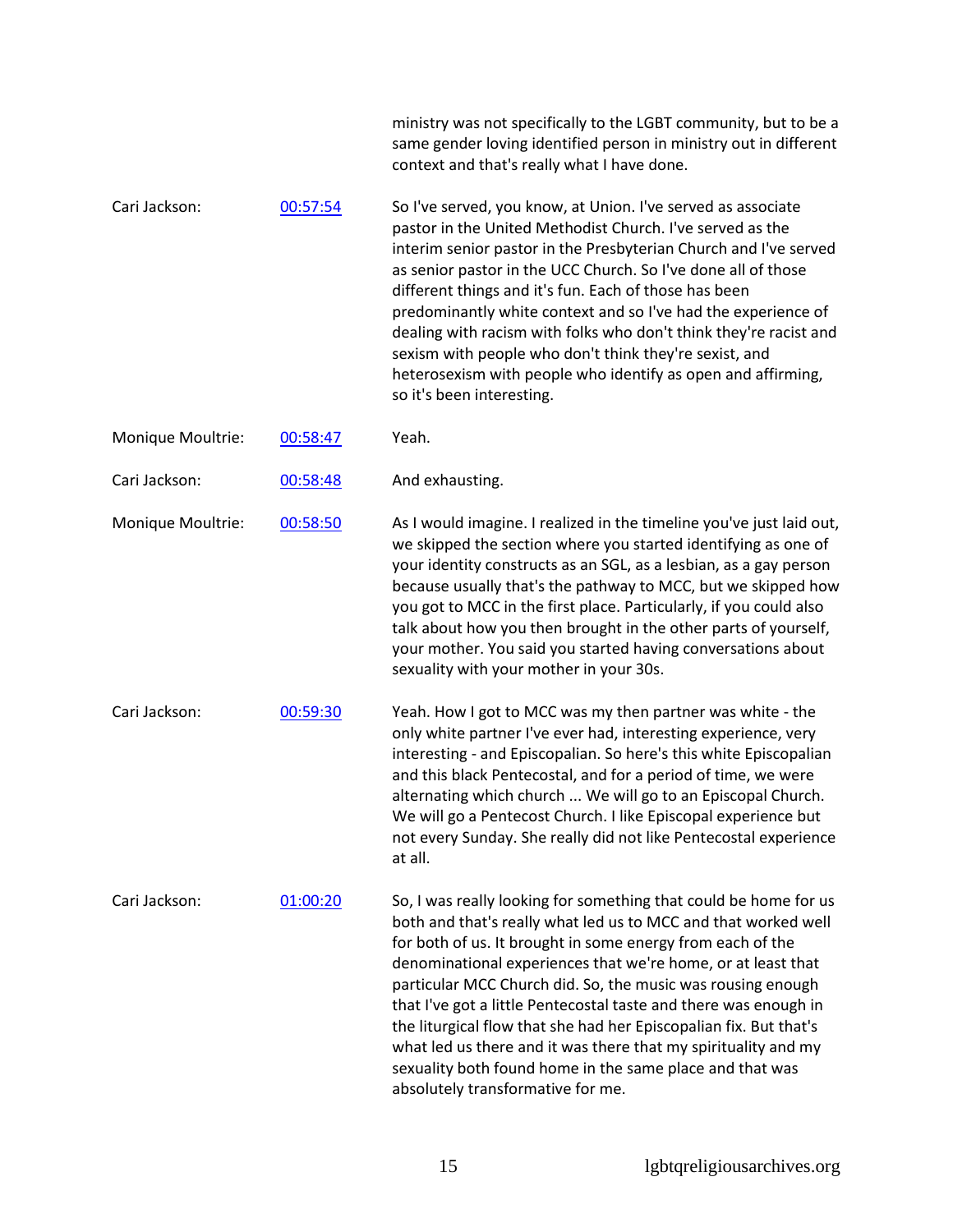ministry was not specifically to the LGBT community, but to be a same gender loving identified person in ministry out in different context and that's really what I have done.

Cari Jackson: 00:57:54

So I've served, you know, at Union. I've served as associate pastor in the United Methodist Church. I've served as the interim senior pastor in the Presbyterian Church and I've served as senior pastor in the UCC Church. So I've done all of those different things and it's fun. Each of those has been predominantly white context and so I've had the experience of dealing with racism with folks who don't think they're racist and sexism with people who don't think they're sexist, and heterosexism with people who identify as open and affirming, so it's been interesting.

Monique Moultrie: 00:58:47

Yeah.

Cari Jackson: 00:58:48

And exhausting.

Monique Moultrie: 00:58:50

As I would imagine. I realized in the timeline you've just laid out, we skipped the section where you started identifying as one of your identity constructs as an SGL, as a lesbian, as a gay person because usually that's the pathway to MCC, but we skipped how you got to MCC in the first place. Particularly, if you could also talk about how you then brought in the other parts of yourself, your mother. You said you started having conversations about sexuality with your mother in your 30s.

Cari Jackson: 00:59:30

Yeah. How I got to MCC was my then partner was white - the only white partner I've ever had, interesting experience, very interesting - and Episcopalian. So here's this white Episcopalian and this black Pentecostal, and for a period of time, we were alternating which church ... We will go to an Episcopal Church. We will go a Pentecost Church. I like Episcopal experience but not every Sunday. She really did not like Pentecostal experience at all.

Cari Jackson: 01:00:20

So, I was really looking for something that could be home for us both and that's really what led us to MCC and that worked well for both of us. It brought in some energy from each of the denominational experiences that we're home, or at least that particular MCC Church did. So, the music was rousing enough that I've got a little Pentecostal taste and there was enough in the liturgical flow that she had her Episcopalian fix. But that's what led us there and it was there that my spirituality and my sexuality both found home in the same place and that was absolutely transformative for me.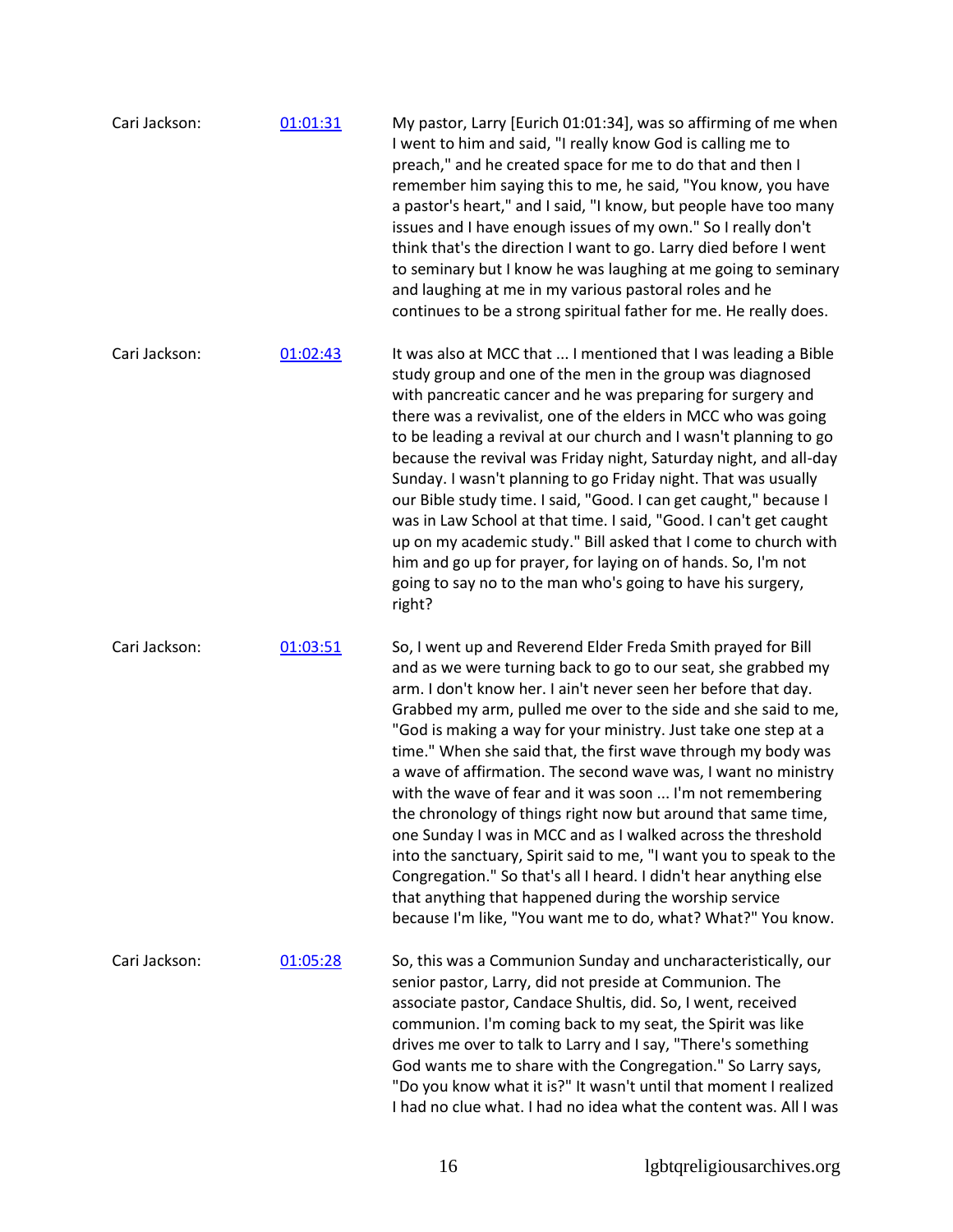Cari Jackson: [01:01:31]

My pastor, Larry [Eurich 01:01:34], was so affirming of me when I went to him and said, "I really know God is calling me to preach," and he created space for me to do that and then I remember him saying this to me, he said, "You know, you have a pastor's heart," and I said, "I know, but people have too many issues and I have enough issues of my own." So I really don't think that's the direction I want to go. Larry died before I went to seminary but I know he was laughing at me going to seminary and laughing at me in my various pastoral roles and he continues to be a strong spiritual father for me. He really does.

Cari Jackson: [01:02:43]

It was also at MCC that ... I mentioned that I was leading a Bible study group and one of the men in the group was diagnosed with pancreatic cancer and he was preparing for surgery and there was a revivalist, one of the elders in MCC who was going to be leading a revival at our church and I wasn't planning to go because the revival was Friday night, Saturday night, and all-day Sunday. I wasn't planning to go Friday night. That was usually our Bible study time. I said, "Good. I can get caught," because I was in Law School at that time. I said, "Good. I can't get caught up on my academic study." Bill asked that I come to church with him and go up for prayer, for laying on of hands. So, I'm not going to say no to the man who's going to have his surgery, right?

Cari Jackson: [01:03:51]

So, I went up and Reverend Elder Freda Smith prayed for Bill and as we were turning back to go to our seat, she grabbed my arm. I don't know her. I ain't never seen her before that day. Grabbed my arm, pulled me over to the side and she said to me, "God is making a way for your ministry. Just take one step at a time." When she said that, the first wave through my body was a wave of affirmation. The second wave was, I want no ministry with the wave of fear and it was soon ... I'm not remembering the chronology of things right now but around that same time, one Sunday I was in MCC and as I walked across the threshold into the sanctuary, Spirit said to me, "I want you to speak to the Congregation." So that's all I heard. I didn't hear anything else that anything that happened during the worship service because I'm like, "You want me to do, what? What?" You know.

Cari Jackson: [01:05:28]

So, this was a Communion Sunday and uncharacteristically, our senior pastor, Larry, did not preside at Communion. The associate pastor, Candace Shultis, did. So, I went, received communion. I'm coming back to my seat, the Spirit was like drives me over to talk to Larry and I say, "There's something God wants me to share with the Congregation." So Larry says, "Do you know what it is?" It wasn't until that moment I realized I had no clue what. I had no idea what the content was. All I was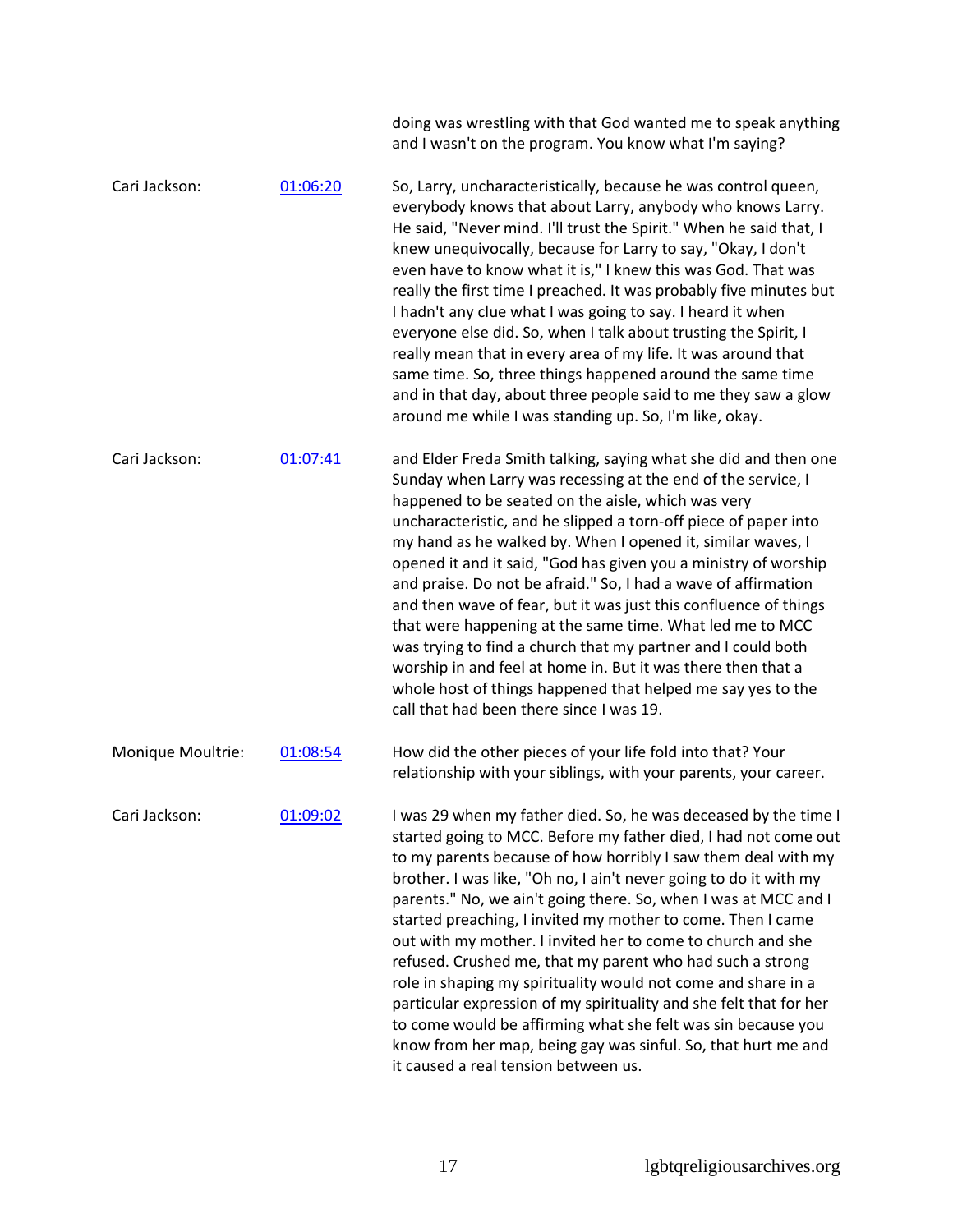doing was wrestling with that God wanted me to speak anything and I wasn't on the program. You know what I'm saying?

Cari Jackson: [01:06:20] So, Larry, uncharacteristically, because he was control queen, everybody knows that about Larry, anybody who knows Larry. He said, "Never mind. I'll trust the Spirit." When he said that, I knew unequivocally, because for Larry to say, "Okay, I don't even have to know what it is," I knew this was God. That was really the first time I preached. It was probably five minutes but I hadn't any clue what I was going to say. I heard it when everyone else did. So, when I talk about trusting the Spirit, I really mean that in every area of my life. It was around that same time. So, three things happened around the same time and in that day, about three people said to me they saw a glow around me while I was standing up. So, I'm like, okay.

Cari Jackson: [01:07:41] and Elder Freda Smith talking, saying what she did and then one Sunday when Larry was recessing at the end of the service, I happened to be seated on the aisle, which was very uncharacteristic, and he slipped a torn-off piece of paper into my hand as he walked by. When I opened it, similar waves, I opened it and it said, "God has given you a ministry of worship and praise. Do not be afraid." So, I had a wave of affirmation and then wave of fear, but it was just this confluence of things that were happening at the same time. What led me to MCC was trying to find a church that my partner and I could both worship in and feel at home in. But it was there then that a whole host of things happened that helped me say yes to the call that had been there since I was 19.

Monique Moultrie: [01:08:54] How did the other pieces of your life fold into that? Your relationship with your siblings, with your parents, your career.

Cari Jackson: [01:09:02] I was 29 when my father died. So, he was deceased by the time I started going to MCC. Before my father died, I had not come out to my parents because of how horribly I saw them deal with my brother. I was like, "Oh no, I ain't never going to do it with my parents." No, we ain't going there. So, when I was at MCC and I started preaching, I invited my mother to come. Then I came out with my mother. I invited her to come to church and she refused. Crushed me, that my parent who had such a strong role in shaping my spirituality would not come and share in a particular expression of my spirituality and she felt that for her to come would be affirming what she felt was sin because you know from her map, being gay was sinful. So, that hurt me and it caused a real tension between us.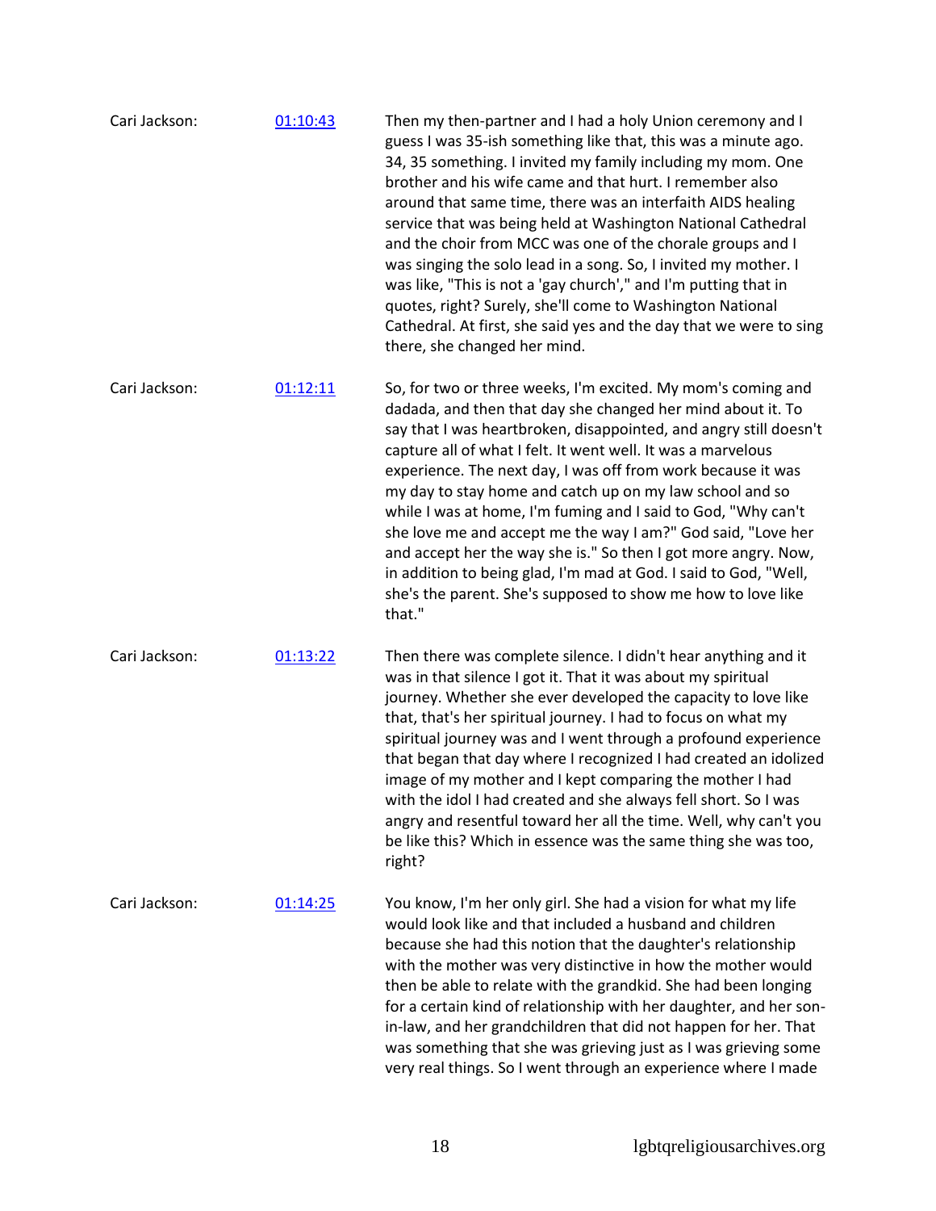Cari Jackson: [01:10:43] Then my then-partner and I had a holy Union ceremony and I guess I was 35-ish something like that, this was a minute ago. 34, 35 something. I invited my family including my mom. One brother and his wife came and that hurt. I remember also around that same time, there was an interfaith AIDS healing service that was being held at Washington National Cathedral and the choir from MCC was one of the chorale groups and I was singing the solo lead in a song. So, I invited my mother. I was like, "This is not a 'gay church'," and I'm putting that in quotes, right? Surely, she'll come to Washington National Cathedral. At first, she said yes and the day that we were to sing there, she changed her mind.

Cari Jackson: [01:12:11] So, for two or three weeks, I'm excited. My mom's coming and dadada, and then that day she changed her mind about it. To say that I was heartbroken, disappointed, and angry still doesn't capture all of what I felt. It went well. It was a marvelous experience. The next day, I was off from work because it was my day to stay home and catch up on my law school and so while I was at home, I'm fuming and I said to God, "Why can't she love me and accept me the way I am?" God said, "Love her and accept her the way she is." So then I got more angry. Now, in addition to being glad, I'm mad at God. I said to God, "Well, she's the parent. She's supposed to show me how to love like that."

Cari Jackson: [01:13:22] Then there was complete silence. I didn't hear anything and it was in that silence I got it. That it was about my spiritual journey. Whether she ever developed the capacity to love like that, that's her spiritual journey. I had to focus on what my spiritual journey was and I went through a profound experience that began that day where I recognized I had created an idolized image of my mother and I kept comparing the mother I had with the idol I had created and she always fell short. So I was angry and resentful toward her all the time. Well, why can't you be like this? Which in essence was the same thing she was too, right?

Cari Jackson: [01:14:25] You know, I'm her only girl. She had a vision for what my life would look like and that included a husband and children because she had this notion that the daughter's relationship with the mother was very distinctive in how the mother would then be able to relate with the grandkid. She had been longing for a certain kind of relationship with her daughter, and her son-in-law, and her grandchildren that did not happen for her. That was something that she was grieving just as I was grieving some very real things. So I went through an experience where I made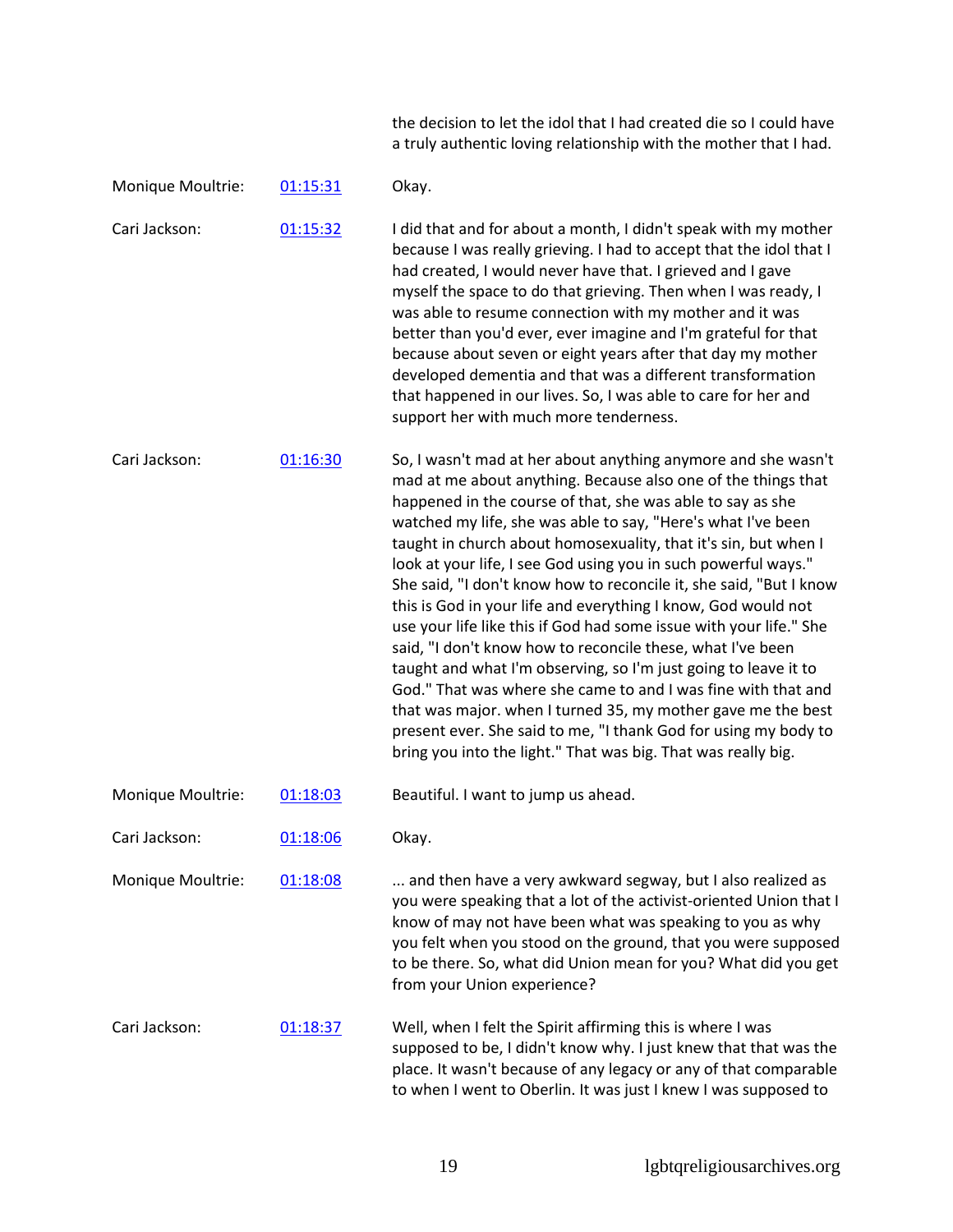the decision to let the idol that I had created die so I could have a truly authentic loving relationship with the mother that I had.

| | | |
|---|---|---|
| Monique Moultrie: | 01:15:31 | Okay. |
| Cari Jackson: | 01:15:32 | I did that and for about a month, I didn't speak with my mother because I was really grieving. I had to accept that the idol that I had created, I would never have that. I grieved and I gave myself the space to do that grieving. Then when I was ready, I was able to resume connection with my mother and it was better than you'd ever, ever imagine and I'm grateful for that because about seven or eight years after that day my mother developed dementia and that was a different transformation that happened in our lives. So, I was able to care for her and support her with much more tenderness. |
| Cari Jackson: | 01:16:30 | So, I wasn't mad at her about anything anymore and she wasn't mad at me about anything. Because also one of the things that happened in the course of that, she was able to say as she watched my life, she was able to say, "Here's what I've been taught in church about homosexuality, that it's sin, but when I look at your life, I see God using you in such powerful ways." She said, "I don't know how to reconcile it, she said, "But I know this is God in your life and everything I know, God would not use your life like this if God had some issue with your life." She said, "I don't know how to reconcile these, what I've been taught and what I'm observing, so I'm just going to leave it to God." That was where she came to and I was fine with that and that was major. when I turned 35, my mother gave me the best present ever. She said to me, "I thank God for using my body to bring you into the light." That was big. That was really big. |
| Monique Moultrie: | 01:18:03 | Beautiful. I want to jump us ahead. |
| Cari Jackson: | 01:18:06 | Okay. |
| Monique Moultrie: | 01:18:08 | ... and then have a very awkward segway, but I also realized as you were speaking that a lot of the activist-oriented Union that I know of may not have been what was speaking to you as why you felt when you stood on the ground, that you were supposed to be there. So, what did Union mean for you? What did you get from your Union experience? |
| Cari Jackson: | 01:18:37 | Well, when I felt the Spirit affirming this is where I was supposed to be, I didn't know why. I just knew that that was the place. It wasn't because of any legacy or any of that comparable to when I went to Oberlin. It was just I knew I was supposed to |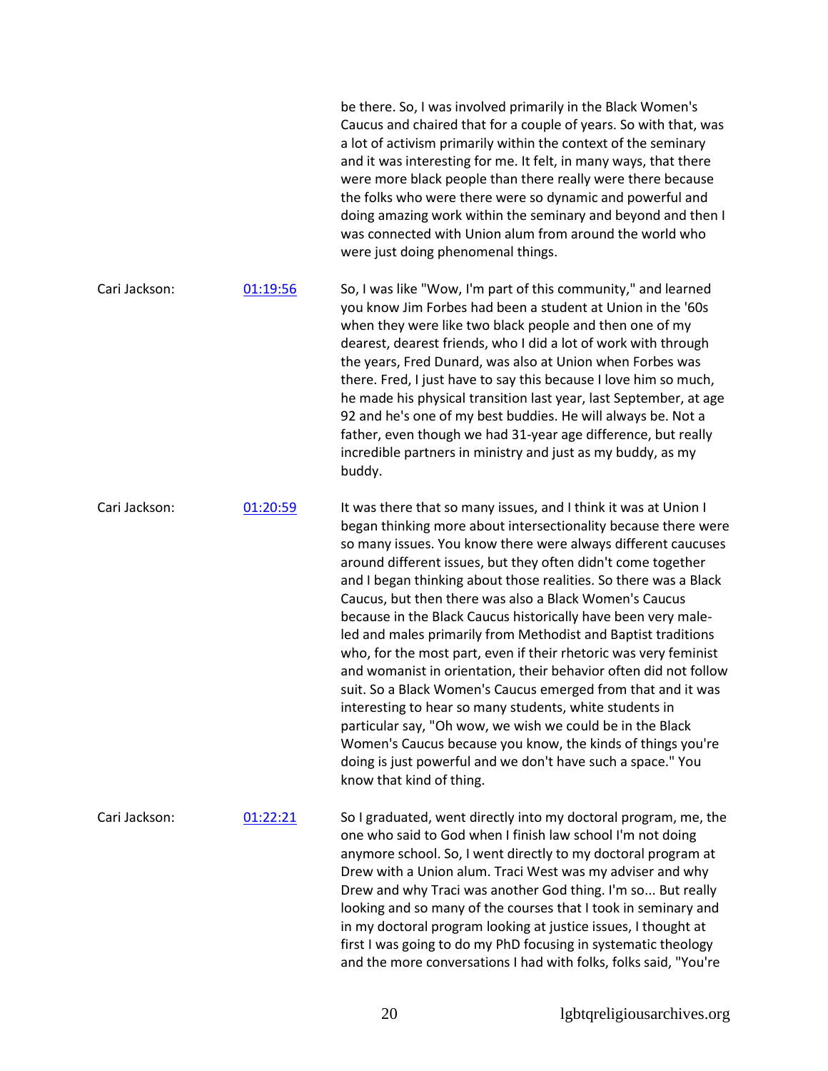be there. So, I was involved primarily in the Black Women's Caucus and chaired that for a couple of years. So with that, was a lot of activism primarily within the context of the seminary and it was interesting for me. It felt, in many ways, that there were more black people than there really were there because the folks who were there were so dynamic and powerful and doing amazing work within the seminary and beyond and then I was connected with Union alum from around the world who were just doing phenomenal things.

Cari Jackson: [01:19:56] So, I was like "Wow, I'm part of this community," and learned you know Jim Forbes had been a student at Union in the '60s when they were like two black people and then one of my dearest, dearest friends, who I did a lot of work with through the years, Fred Dunard, was also at Union when Forbes was there. Fred, I just have to say this because I love him so much, he made his physical transition last year, last September, at age 92 and he's one of my best buddies. He will always be. Not a father, even though we had 31-year age difference, but really incredible partners in ministry and just as my buddy, as my buddy.

Cari Jackson: [01:20:59] It was there that so many issues, and I think it was at Union I began thinking more about intersectionality because there were so many issues. You know there were always different caucuses around different issues, but they often didn't come together and I began thinking about those realities. So there was a Black Caucus, but then there was also a Black Women's Caucus because in the Black Caucus historically have been very male-led and males primarily from Methodist and Baptist traditions who, for the most part, even if their rhetoric was very feminist and womanist in orientation, their behavior often did not follow suit. So a Black Women's Caucus emerged from that and it was interesting to hear so many students, white students in particular say, "Oh wow, we wish we could be in the Black Women's Caucus because you know, the kinds of things you're doing is just powerful and we don't have such a space." You know that kind of thing.

Cari Jackson: [01:22:21] So I graduated, went directly into my doctoral program, me, the one who said to God when I finish law school I'm not doing anymore school. So, I went directly to my doctoral program at Drew with a Union alum. Traci West was my adviser and why Drew and why Traci was another God thing. I'm so... But really looking and so many of the courses that I took in seminary and in my doctoral program looking at justice issues, I thought at first I was going to do my PhD focusing in systematic theology and the more conversations I had with folks, folks said, "You're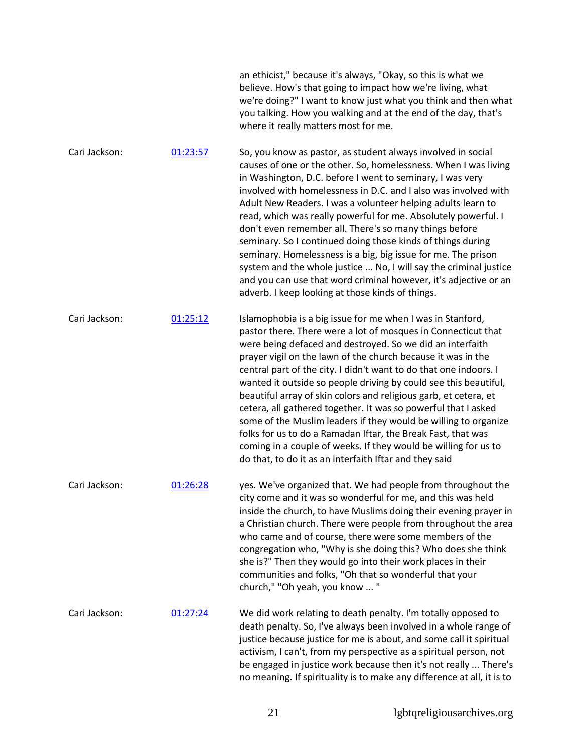an ethicist," because it's always, "Okay, so this is what we believe. How's that going to impact how we're living, what we're doing?" I want to know just what you think and then what you talking. How you walking and at the end of the day, that's where it really matters most for me.

Cari Jackson: [01:23:57](01:23:57) So, you know as pastor, as student always involved in social causes of one or the other. So, homelessness. When I was living in Washington, D.C. before I went to seminary, I was very involved with homelessness in D.C. and I also was involved with Adult New Readers. I was a volunteer helping adults learn to read, which was really powerful for me. Absolutely powerful. I don't even remember all. There's so many things before seminary. So I continued doing those kinds of things during seminary. Homelessness is a big, big issue for me. The prison system and the whole justice ... No, I will say the criminal justice and you can use that word criminal however, it's adjective or an adverb. I keep looking at those kinds of things.

Cari Jackson: [01:25:12](01:25:12) Islamophobia is a big issue for me when I was in Stanford, pastor there. There were a lot of mosques in Connecticut that were being defaced and destroyed. So we did an interfaith prayer vigil on the lawn of the church because it was in the central part of the city. I didn't want to do that one indoors. I wanted it outside so people driving by could see this beautiful, beautiful array of skin colors and religious garb, et cetera, et cetera, all gathered together. It was so powerful that I asked some of the Muslim leaders if they would be willing to organize folks for us to do a Ramadan Iftar, the Break Fast, that was coming in a couple of weeks. If they would be willing for us to do that, to do it as an interfaith Iftar and they said

Cari Jackson: [01:26:28](01:26:28) yes. We've organized that. We had people from throughout the city come and it was so wonderful for me, and this was held inside the church, to have Muslims doing their evening prayer in a Christian church. There were people from throughout the area who came and of course, there were some members of the congregation who, "Why is she doing this? Who does she think she is?" Then they would go into their work places in their communities and folks, "Oh that so wonderful that your church," "Oh yeah, you know ... "

Cari Jackson: [01:27:24](01:27:24) We did work relating to death penalty. I'm totally opposed to death penalty. So, I've always been involved in a whole range of justice because justice for me is about, and some call it spiritual activism, I can't, from my perspective as a spiritual person, not be engaged in justice work because then it's not really ... There's no meaning. If spirituality is to make any difference at all, it is to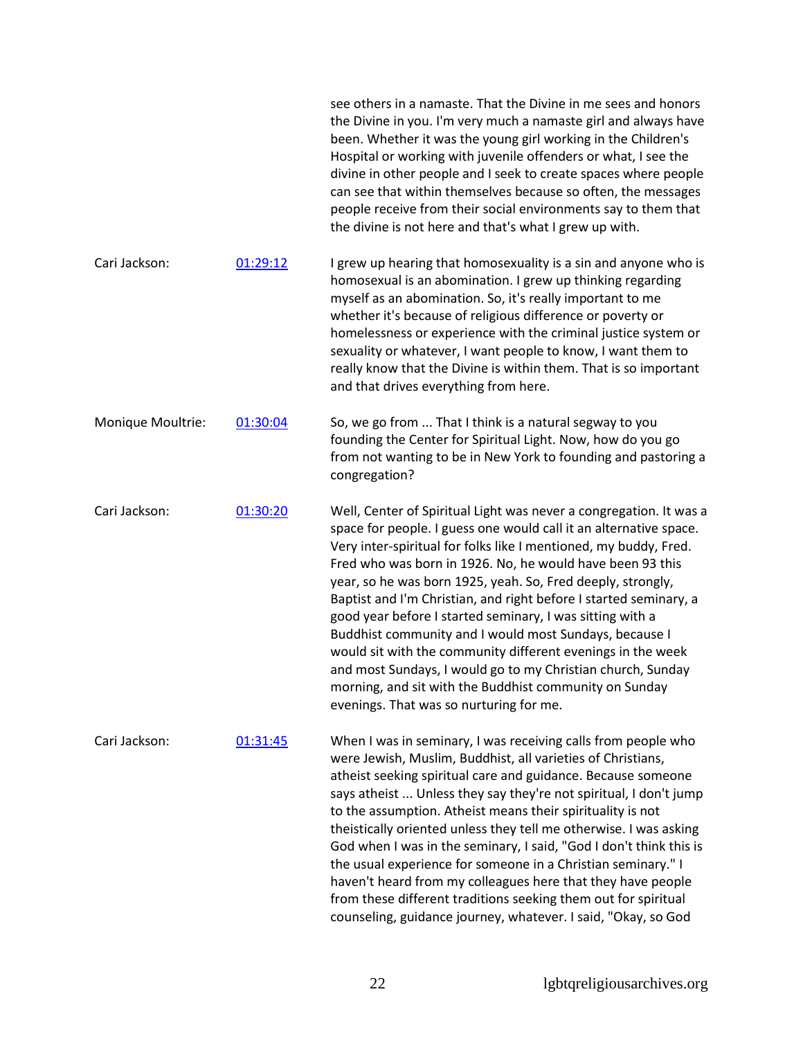see others in a namaste. That the Divine in me sees and honors the Divine in you. I'm very much a namaste girl and always have been. Whether it was the young girl working in the Children's Hospital or working with juvenile offenders or what, I see the divine in other people and I seek to create spaces where people can see that within themselves because so often, the messages people receive from their social environments say to them that the divine is not here and that's what I grew up with.

| | | |
|---|---|---|
| Cari Jackson: | 01:29:12 | I grew up hearing that homosexuality is a sin and anyone who is homosexual is an abomination. I grew up thinking regarding myself as an abomination. So, it's really important to me whether it's because of religious difference or poverty or homelessness or experience with the criminal justice system or sexuality or whatever, I want people to know, I want them to really know that the Divine is within them. That is so important and that drives everything from here. |
| Monique Moultrie: | 01:30:04 | So, we go from ... That I think is a natural segway to you founding the Center for Spiritual Light. Now, how do you go from not wanting to be in New York to founding and pastoring a congregation? |
| Cari Jackson: | 01:30:20 | Well, Center of Spiritual Light was never a congregation. It was a space for people. I guess one would call it an alternative space. Very inter-spiritual for folks like I mentioned, my buddy, Fred. Fred who was born in 1926. No, he would have been 93 this year, so he was born 1925, yeah. So, Fred deeply, strongly, Baptist and I'm Christian, and right before I started seminary, a good year before I started seminary, I was sitting with a Buddhist community and I would most Sundays, because I would sit with the community different evenings in the week and most Sundays, I would go to my Christian church, Sunday morning, and sit with the Buddhist community on Sunday evenings. That was so nurturing for me. |
| Cari Jackson: | 01:31:45 | When I was in seminary, I was receiving calls from people who were Jewish, Muslim, Buddhist, all varieties of Christians, atheist seeking spiritual care and guidance. Because someone says atheist ... Unless they say they're not spiritual, I don't jump to the assumption. Atheist means their spirituality is not theistically oriented unless they tell me otherwise. I was asking God when I was in the seminary, I said, "God I don't think this is the usual experience for someone in a Christian seminary." I haven't heard from my colleagues here that they have people from these different traditions seeking them out for spiritual counseling, guidance journey, whatever. I said, "Okay, so God |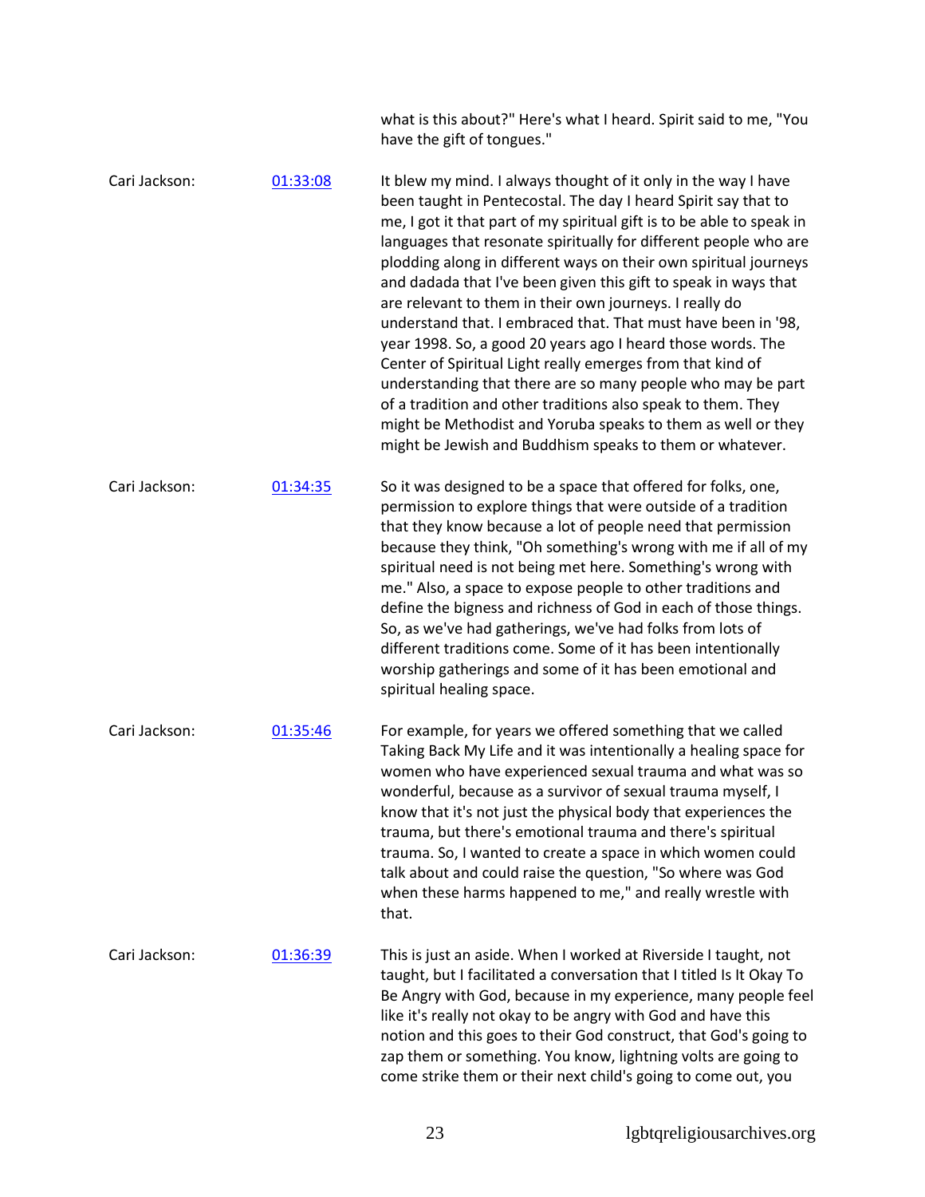what is this about?" Here's what I heard. Spirit said to me, "You have the gift of tongues."

Cari Jackson: [01:33:08]

It blew my mind. I always thought of it only in the way I have been taught in Pentecostal. The day I heard Spirit say that to me, I got it that part of my spiritual gift is to be able to speak in languages that resonate spiritually for different people who are plodding along in different ways on their own spiritual journeys and dadada that I've been given this gift to speak in ways that are relevant to them in their own journeys. I really do understand that. I embraced that. That must have been in '98, year 1998. So, a good 20 years ago I heard those words. The Center of Spiritual Light really emerges from that kind of understanding that there are so many people who may be part of a tradition and other traditions also speak to them. They might be Methodist and Yoruba speaks to them as well or they might be Jewish and Buddhism speaks to them or whatever.

Cari Jackson: [01:34:35]

So it was designed to be a space that offered for folks, one, permission to explore things that were outside of a tradition that they know because a lot of people need that permission because they think, "Oh something's wrong with me if all of my spiritual need is not being met here. Something's wrong with me." Also, a space to expose people to other traditions and define the bigness and richness of God in each of those things. So, as we've had gatherings, we've had folks from lots of different traditions come. Some of it has been intentionally worship gatherings and some of it has been emotional and spiritual healing space.

Cari Jackson: [01:35:46]

For example, for years we offered something that we called Taking Back My Life and it was intentionally a healing space for women who have experienced sexual trauma and what was so wonderful, because as a survivor of sexual trauma myself, I know that it's not just the physical body that experiences the trauma, but there's emotional trauma and there's spiritual trauma. So, I wanted to create a space in which women could talk about and could raise the question, "So where was God when these harms happened to me," and really wrestle with that.

Cari Jackson: [01:36:39]

This is just an aside. When I worked at Riverside I taught, not taught, but I facilitated a conversation that I titled Is It Okay To Be Angry with God, because in my experience, many people feel like it's really not okay to be angry with God and have this notion and this goes to their God construct, that God's going to zap them or something. You know, lightning volts are going to come strike them or their next child's going to come out, you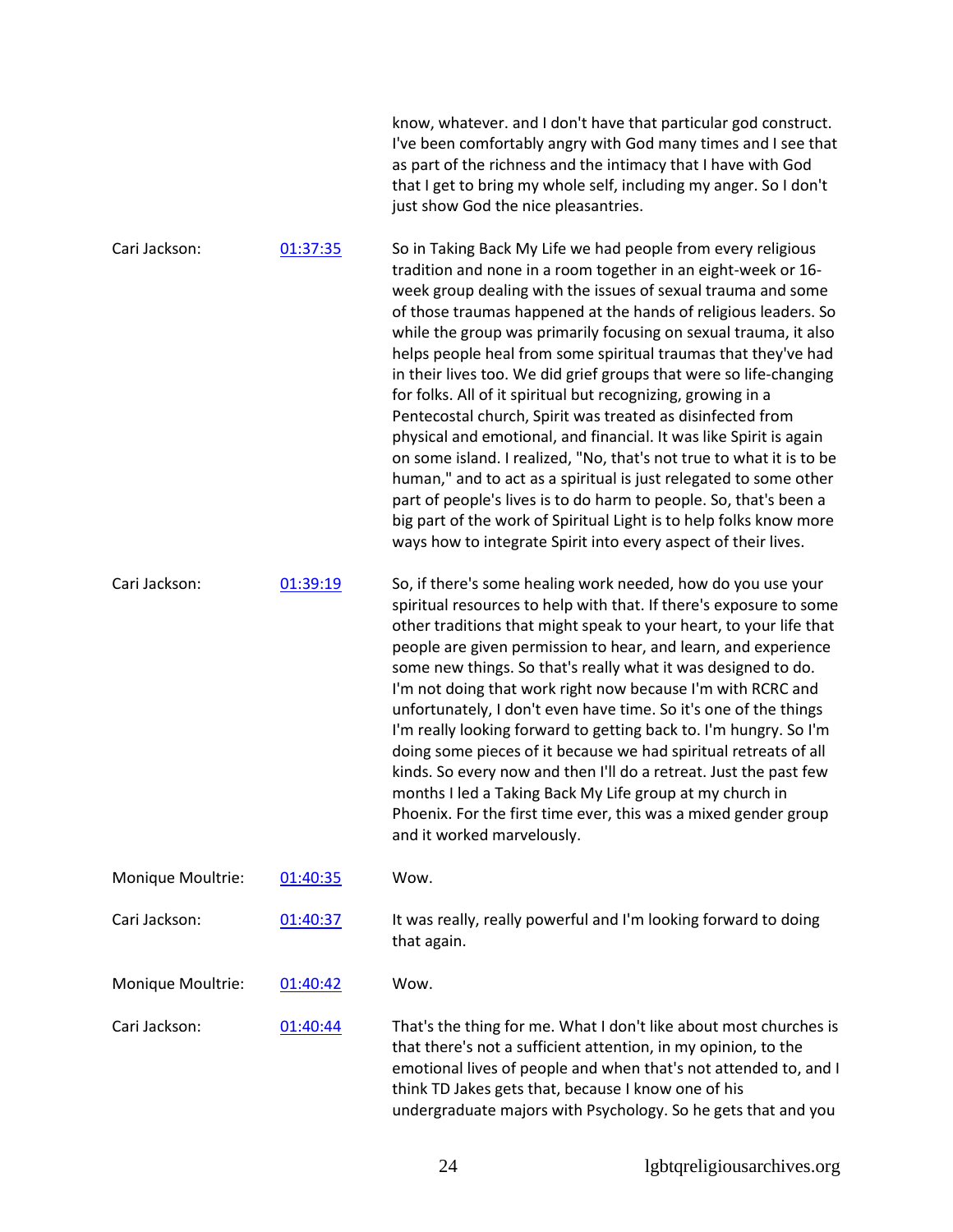know, whatever. and I don't have that particular god construct. I've been comfortably angry with God many times and I see that as part of the richness and the intimacy that I have with God that I get to bring my whole self, including my anger. So I don't just show God the nice pleasantries.

| | | |
|---|---|---|
| Cari Jackson: | 01:37:35 | So in Taking Back My Life we had people from every religious tradition and none in a room together in an eight-week or 16-week group dealing with the issues of sexual trauma and some of those traumas happened at the hands of religious leaders. So while the group was primarily focusing on sexual trauma, it also helps people heal from some spiritual traumas that they've had in their lives too. We did grief groups that were so life-changing for folks. All of it spiritual but recognizing, growing in a Pentecostal church, Spirit was treated as disinfected from physical and emotional, and financial. It was like Spirit is again on some island. I realized, "No, that's not true to what it is to be human," and to act as a spiritual is just relegated to some other part of people's lives is to do harm to people. So, that's been a big part of the work of Spiritual Light is to help folks know more ways how to integrate Spirit into every aspect of their lives. |
| Cari Jackson: | 01:39:19 | So, if there's some healing work needed, how do you use your spiritual resources to help with that. If there's exposure to some other traditions that might speak to your heart, to your life that people are given permission to hear, and learn, and experience some new things. So that's really what it was designed to do. I'm not doing that work right now because I'm with RCRC and unfortunately, I don't even have time. So it's one of the things I'm really looking forward to getting back to. I'm hungry. So I'm doing some pieces of it because we had spiritual retreats of all kinds. So every now and then I'll do a retreat. Just the past few months I led a Taking Back My Life group at my church in Phoenix. For the first time ever, this was a mixed gender group and it worked marvelously. |
| Monique Moultrie: | 01:40:35 | Wow. |
| Cari Jackson: | 01:40:37 | It was really, really powerful and I'm looking forward to doing that again. |
| Monique Moultrie: | 01:40:42 | Wow. |
| Cari Jackson: | 01:40:44 | That's the thing for me. What I don't like about most churches is that there's not a sufficient attention, in my opinion, to the emotional lives of people and when that's not attended to, and I think TD Jakes gets that, because I know one of his undergraduate majors with Psychology. So he gets that and you |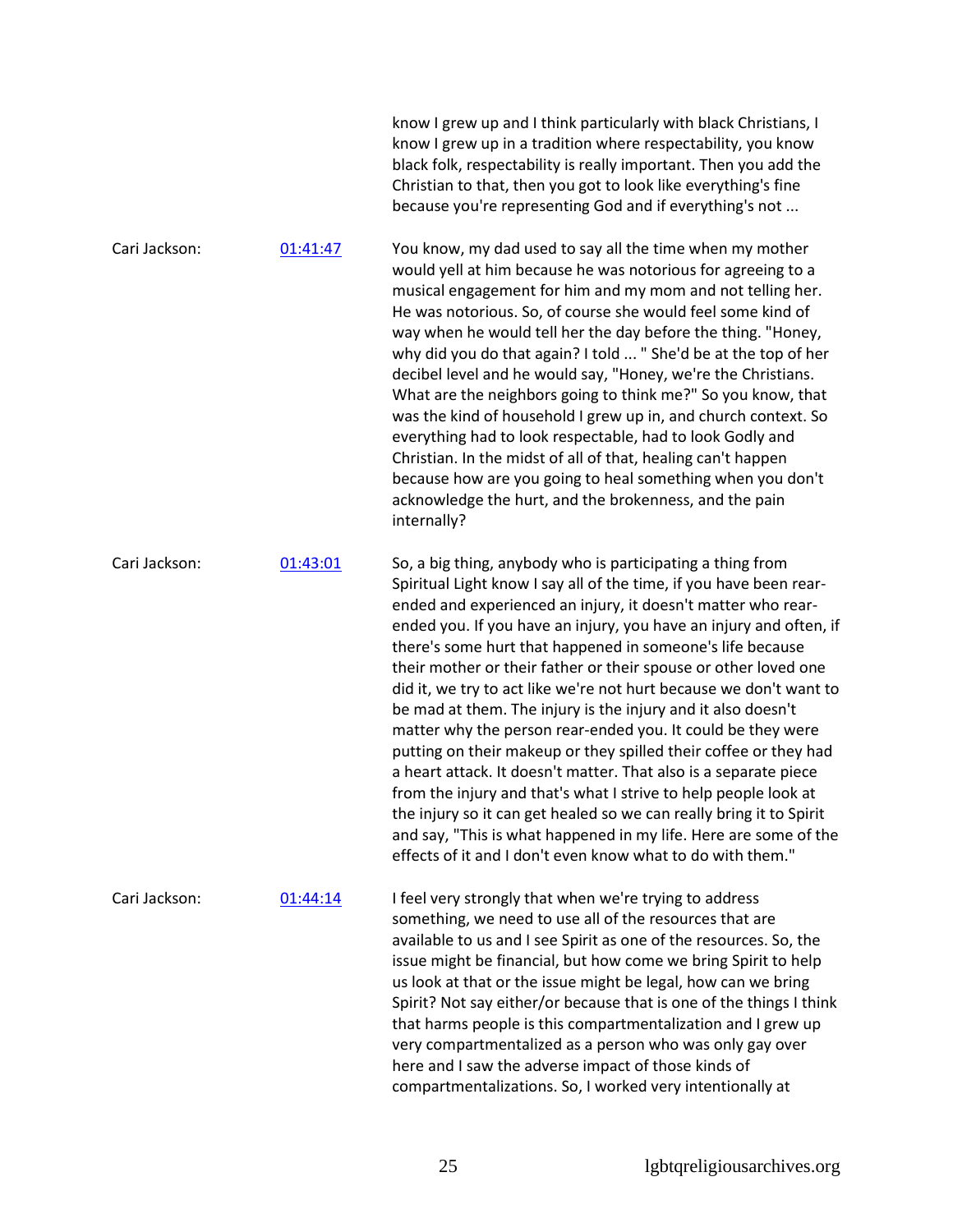know I grew up and I think particularly with black Christians, I know I grew up in a tradition where respectability, you know black folk, respectability is really important. Then you add the Christian to that, then you got to look like everything's fine because you're representing God and if everything's not ...

Cari Jackson: [01:41:47]

You know, my dad used to say all the time when my mother would yell at him because he was notorious for agreeing to a musical engagement for him and my mom and not telling her. He was notorious. So, of course she would feel some kind of way when he would tell her the day before the thing. "Honey, why did you do that again? I told ... " She'd be at the top of her decibel level and he would say, "Honey, we're the Christians. What are the neighbors going to think me?" So you know, that was the kind of household I grew up in, and church context. So everything had to look respectable, had to look Godly and Christian. In the midst of all of that, healing can't happen because how are you going to heal something when you don't acknowledge the hurt, and the brokenness, and the pain internally?

Cari Jackson: [01:43:01]

So, a big thing, anybody who is participating a thing from Spiritual Light know I say all of the time, if you have been rear-ended and experienced an injury, it doesn't matter who rear-ended you. If you have an injury, you have an injury and often, if there's some hurt that happened in someone's life because their mother or their father or their spouse or other loved one did it, we try to act like we're not hurt because we don't want to be mad at them. The injury is the injury and it also doesn't matter why the person rear-ended you. It could be they were putting on their makeup or they spilled their coffee or they had a heart attack. It doesn't matter. That also is a separate piece from the injury and that's what I strive to help people look at the injury so it can get healed so we can really bring it to Spirit and say, "This is what happened in my life. Here are some of the effects of it and I don't even know what to do with them."

Cari Jackson: [01:44:14]

I feel very strongly that when we're trying to address something, we need to use all of the resources that are available to us and I see Spirit as one of the resources. So, the issue might be financial, but how come we bring Spirit to help us look at that or the issue might be legal, how can we bring Spirit? Not say either/or because that is one of the things I think that harms people is this compartmentalization and I grew up very compartmentalized as a person who was only gay over here and I saw the adverse impact of those kinds of compartmentalizations. So, I worked very intentionally at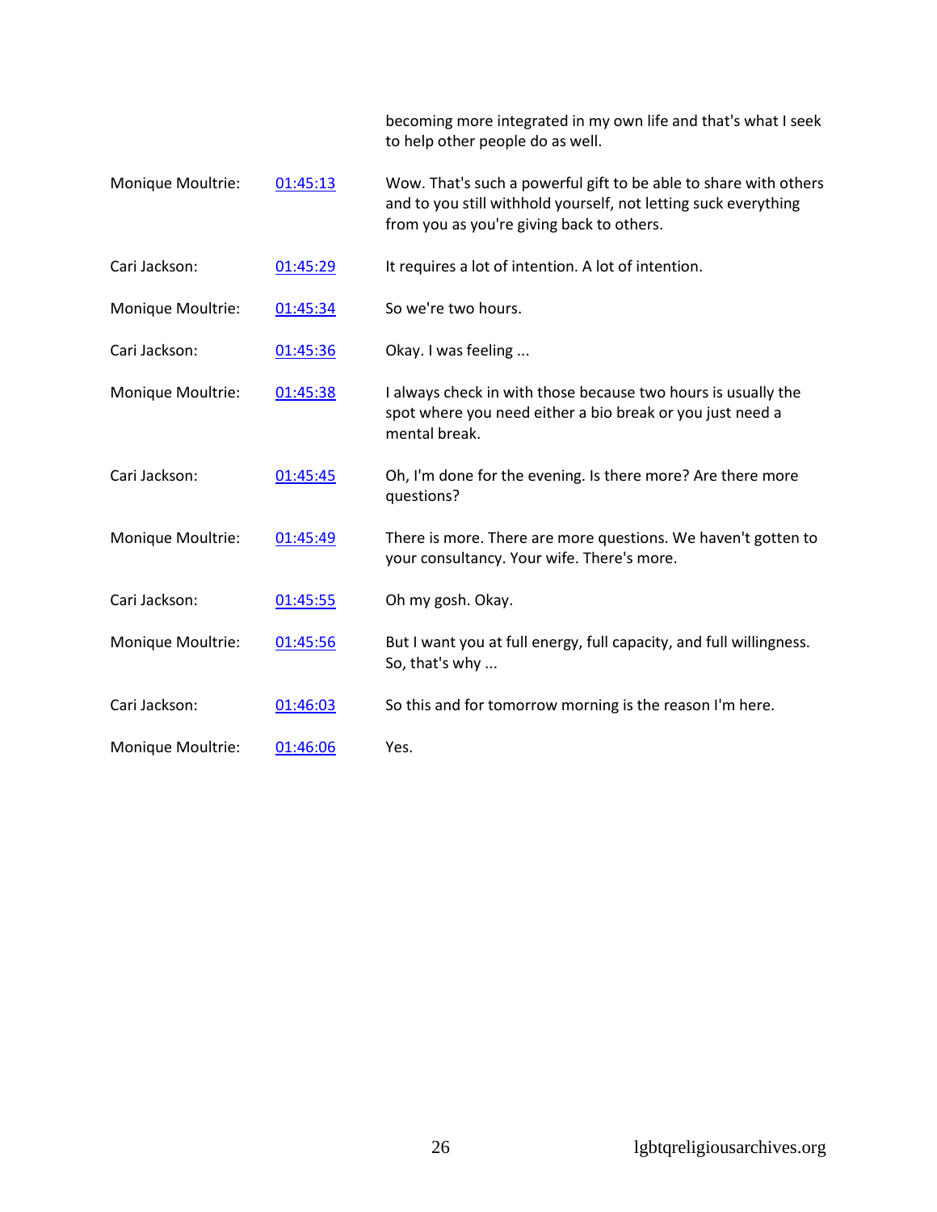| | | |
|---|---|---|
| | | becoming more integrated in my own life and that's what I seek to help other people do as well. |
| Monique Moultrie: | 01:45:13 | Wow. That's such a powerful gift to be able to share with others and to you still withhold yourself, not letting suck everything from you as you're giving back to others. |
| Cari Jackson: | 01:45:29 | It requires a lot of intention. A lot of intention. |
| Monique Moultrie: | 01:45:34 | So we're two hours. |
| Cari Jackson: | 01:45:36 | Okay. I was feeling ... |
| Monique Moultrie: | 01:45:38 | I always check in with those because two hours is usually the spot where you need either a bio break or you just need a mental break. |
| Cari Jackson: | 01:45:45 | Oh, I'm done for the evening. Is there more? Are there more questions? |
| Monique Moultrie: | 01:45:49 | There is more. There are more questions. We haven't gotten to your consultancy. Your wife. There's more. |
| Cari Jackson: | 01:45:55 | Oh my gosh. Okay. |
| Monique Moultrie: | 01:45:56 | But I want you at full energy, full capacity, and full willingness. So, that's why ... |
| Cari Jackson: | 01:46:03 | So this and for tomorrow morning is the reason I'm here. |
| Monique Moultrie: | 01:46:06 | Yes. |